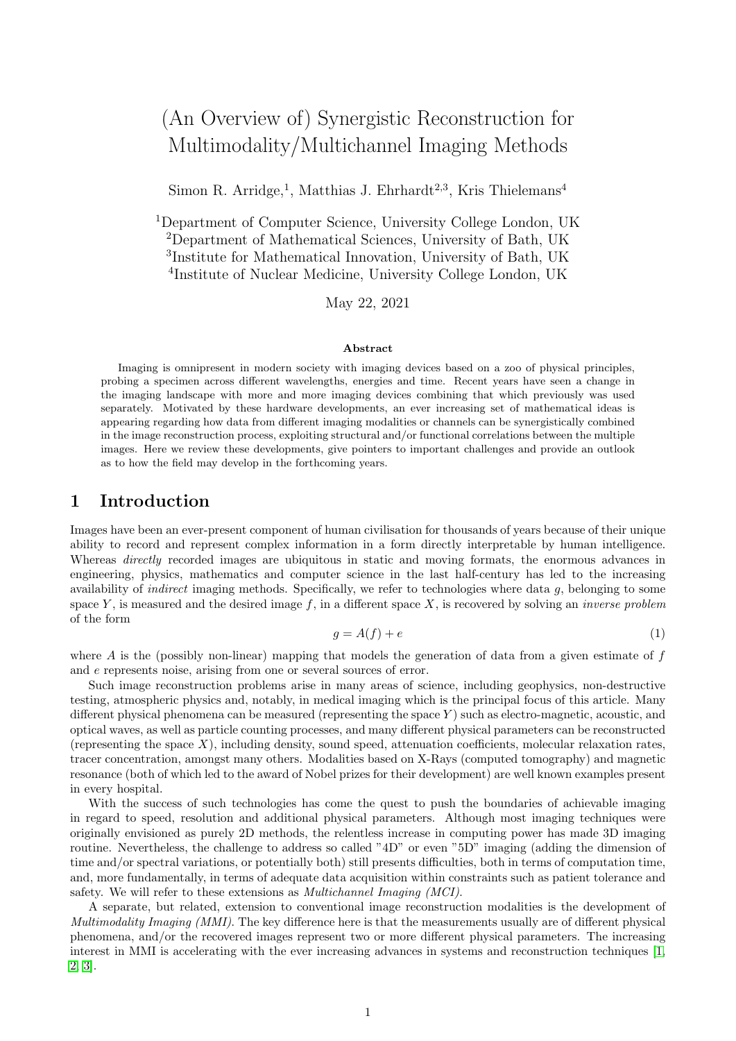# (An Overview of) Synergistic Reconstruction for Multimodality/Multichannel Imaging Methods

Simon R. Arridge,[1], Matthias J. Ehrhardt[2,3], Kris Thielemans[4]

[1]Department of Computer Science, University College London, UK
[2]Department of Mathematical Sciences, University of Bath, UK
[3]Institute for Mathematical Innovation, University of Bath, UK
[4]Institute of Nuclear Medicine, University College London, UK

May 22, 2021

### Abstract

Imaging is omnipresent in modern society with imaging devices based on a zoo of physical principles, probing a specimen across different wavelengths, energies and time. Recent years have seen a change in the imaging landscape with more and more imaging devices combining that which previously was used separately. Motivated by these hardware developments, an ever increasing set of mathematical ideas is appearing regarding how data from different imaging modalities or channels can be synergistically combined in the image reconstruction process, exploiting structural and/or functional correlations between the multiple images. Here we review these developments, give pointers to important challenges and provide an outlook as to how the field may develop in the forthcoming years.

## 1 Introduction

Images have been an ever-present component of human civilisation for thousands of years because of their unique ability to record and represent complex information in a form directly interpretable by human intelligence. Whereas *directly* recorded images are ubiquitous in static and moving formats, the enormous advances in engineering, physics, mathematics and computer science in the last half-century has led to the increasing availability of *indirect* imaging methods. Specifically, we refer to technologies where data $g$, belonging to some space $Y$, is measured and the desired image $f$, in a different space $X$, is recovered by solving an *inverse problem* of the form

$$g = A(f) + e \tag{1}$$

where $A$ is the (possibly non-linear) mapping that models the generation of data from a given estimate of $f$ and $e$ represents noise, arising from one or several sources of error.

Such image reconstruction problems arise in many areas of science, including geophysics, non-destructive testing, atmospheric physics and, notably, in medical imaging which is the principal focus of this article. Many different physical phenomena can be measured (representing the space $Y$) such as electro-magnetic, acoustic, and optical waves, as well as particle counting processes, and many different physical parameters can be reconstructed (representing the space $X$), including density, sound speed, attenuation coefficients, molecular relaxation rates, tracer concentration, amongst many others. Modalities based on X-Rays (computed tomography) and magnetic resonance (both of which led to the award of Nobel prizes for their development) are well known examples present in every hospital.

With the success of such technologies has come the quest to push the boundaries of achievable imaging in regard to speed, resolution and additional physical parameters. Although most imaging techniques were originally envisioned as purely 2D methods, the relentless increase in computing power has made 3D imaging routine. Nevertheless, the challenge to address so called "4D" or even "5D" imaging (adding the dimension of time and/or spectral variations, or potentially both) still presents difficulties, both in terms of computation time, and, more fundamentally, in terms of adequate data acquisition within constraints such as patient tolerance and safety. We will refer to these extensions as *Multichannel Imaging (MCI)*.

A separate, but related, extension to conventional image reconstruction modalities is the development of *Multimodality Imaging (MMI)*. The key difference here is that the measurements usually are of different physical phenomena, and/or the recovered images represent two or more different physical parameters. The increasing interest in MMI is accelerating with the ever increasing advances in systems and reconstruction techniques [1, 2, 3].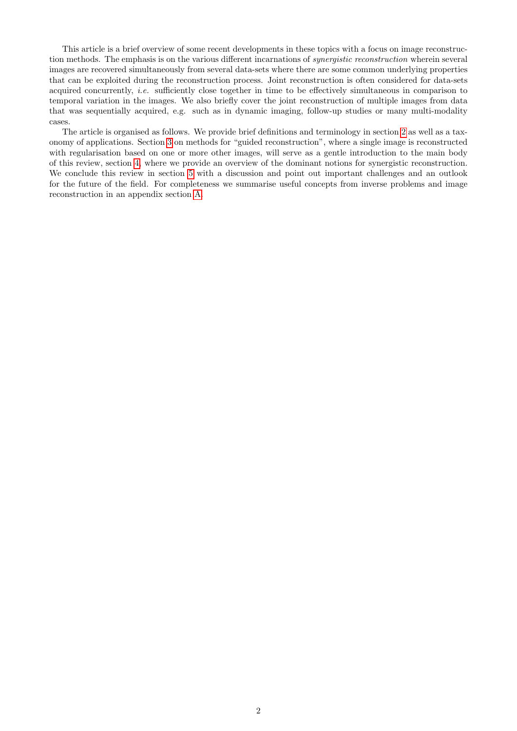This article is a brief overview of some recent developments in these topics with a focus on image reconstruction methods. The emphasis is on the various different incarnations of *synergistic reconstruction* wherein several images are recovered simultaneously from several data-sets where there are some common underlying properties that can be exploited during the reconstruction process. Joint reconstruction is often considered for data-sets acquired concurrently, *i.e.* sufficiently close together in time to be effectively simultaneous in comparison to temporal variation in the images. We also briefly cover the joint reconstruction of multiple images from data that was sequentially acquired, e.g. such as in dynamic imaging, follow-up studies or many multi-modality cases.

The article is organised as follows. We provide brief definitions and terminology in section 2 as well as a taxonomy of applications. Section 3 on methods for "guided reconstruction", where a single image is reconstructed with regularisation based on one or more other images, will serve as a gentle introduction to the main body of this review, section 4, where we provide an overview of the dominant notions for synergistic reconstruction. We conclude this review in section 5 with a discussion and point out important challenges and an outlook for the future of the field. For completeness we summarise useful concepts from inverse problems and image reconstruction in an appendix section A.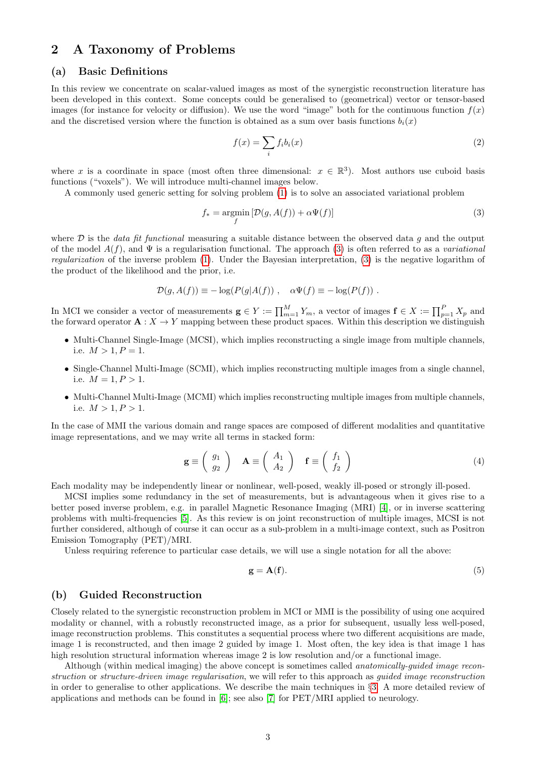## 2 A Taxonomy of Problems

### (a) Basic Definitions

In this review we concentrate on scalar-valued images as most of the synergistic reconstruction literature has been developed in this context. Some concepts could be generalised to (geometrical) vector or tensor-based images (for instance for velocity or diffusion). We use the word "image" both for the continuous function $f(x)$ and the discretised version where the function is obtained as a sum over basis functions $b_i(x)$

$$f(x) = \sum_i f_i b_i(x) \tag{2}$$

where $x$ is a coordinate in space (most often three dimensional: $x \in \mathbb{R}^3$). Most authors use cuboid basis functions ("voxels"). We will introduce multi-channel images below.

A commonly used generic setting for solving problem (1) is to solve an associated variational problem

$$f_* = \operatorname*{argmin}_f \left[\mathcal{D}(g, A(f)) + \alpha\Psi(f)\right] \tag{3}$$

where $\mathcal{D}$ is the *data fit functional* measuring a suitable distance between the observed data $g$ and the output of the model $A(f)$, and $\Psi$ is a regularisation functional. The approach (3) is often referred to as a *variational regularization* of the inverse problem (1). Under the Bayesian interpretation, (3) is the negative logarithm of the product of the likelihood and the prior, i.e.

$$\mathcal{D}(g, A(f)) \equiv -\log(P(g|A(f))) \ , \quad \alpha\Psi(f) \equiv -\log(P(f)) \ .$$

In MCI we consider a vector of measurements $\mathbf{g} \in Y := \prod_{m=1}^{M} Y_m$, a vector of images $\mathbf{f} \in X := \prod_{p=1}^{P} X_p$ and the forward operator $\mathbf{A} : X \to Y$ mapping between these product spaces. Within this description we distinguish

- Multi-Channel Single-Image (MCSI), which implies reconstructing a single image from multiple channels, i.e. $M > 1, P = 1$.
- Single-Channel Multi-Image (SCMI), which implies reconstructing multiple images from a single channel, i.e. $M = 1, P > 1$.
- Multi-Channel Multi-Image (MCMI) which implies reconstructing multiple images from multiple channels, i.e. $M > 1, P > 1$.

In the case of MMI the various domain and range spaces are composed of different modalities and quantitative image representations, and we may write all terms in stacked form:

$$\mathbf{g} \equiv \begin{pmatrix} g_1 \\ g_2 \end{pmatrix} \quad \mathbf{A} \equiv \begin{pmatrix} A_1 \\ A_2 \end{pmatrix} \quad \mathbf{f} \equiv \begin{pmatrix} f_1 \\ f_2 \end{pmatrix} \tag{4}$$

Each modality may be independently linear or nonlinear, well-posed, weakly ill-posed or strongly ill-posed.

MCSI implies some redundancy in the set of measurements, but is advantageous when it gives rise to a better posed inverse problem, e.g. in parallel Magnetic Resonance Imaging (MRI) [4], or in inverse scattering problems with multi-frequencies [5]. As this review is on joint reconstruction of multiple images, MCSI is not further considered, although of course it can occur as a sub-problem in a multi-image context, such as Positron Emission Tomography (PET)/MRI.

Unless requiring reference to particular case details, we will use a single notation for all the above:

$$\mathbf{g} = \mathbf{A}(\mathbf{f}). \tag{5}$$

### (b) Guided Reconstruction

Closely related to the synergistic reconstruction problem in MCI or MMI is the possibility of using one acquired modality or channel, with a robustly reconstructed image, as a prior for subsequent, usually less well-posed, image reconstruction problems. This constitutes a sequential process where two different acquisitions are made, image 1 is reconstructed, and then image 2 guided by image 1. Most often, the key idea is that image 1 has high resolution structural information whereas image 2 is low resolution and/or a functional image.

Although (within medical imaging) the above concept is sometimes called *anatomically-guided image reconstruction* or *structure-driven image regularisation*, we will refer to this approach as *guided image reconstruction* in order to generalise to other applications. We describe the main techniques in §3. A more detailed review of applications and methods can be found in [6]; see also [7] for PET/MRI applied to neurology.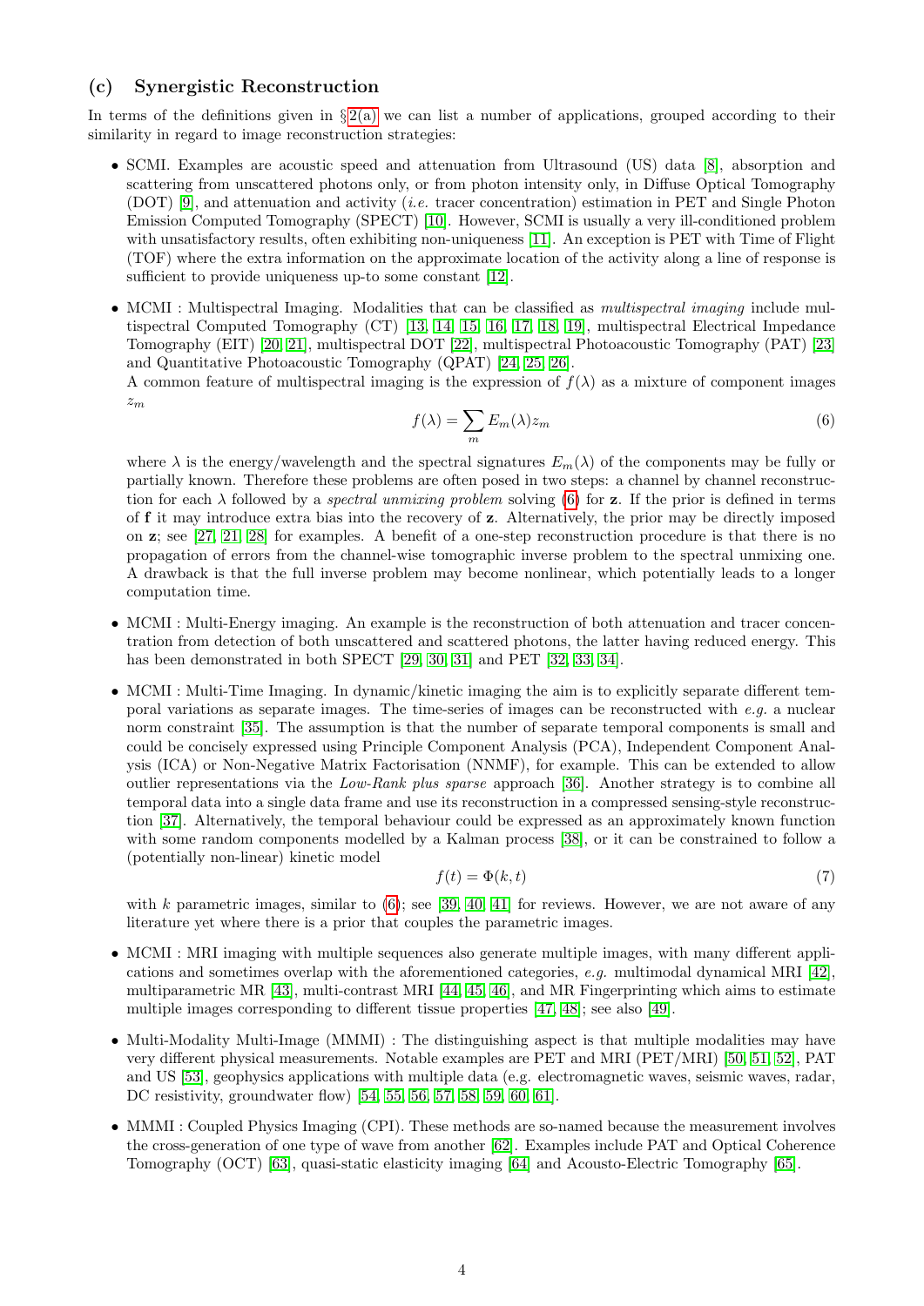### (c) Synergistic Reconstruction

In terms of the definitions given in §2(a) we can list a number of applications, grouped according to their similarity in regard to image reconstruction strategies:

- SCMI. Examples are acoustic speed and attenuation from Ultrasound (US) data [8], absorption and scattering from unscattered photons only, or from photon intensity only, in Diffuse Optical Tomography (DOT) [9], and attenuation and activity (*i.e.* tracer concentration) estimation in PET and Single Photon Emission Computed Tomography (SPECT) [10]. However, SCMI is usually a very ill-conditioned problem with unsatisfactory results, often exhibiting non-uniqueness [11]. An exception is PET with Time of Flight (TOF) where the extra information on the approximate location of the activity along a line of response is sufficient to provide uniqueness up-to some constant [12].

- MCMI : Multispectral Imaging. Modalities that can be classified as *multispectral imaging* include multispectral Computed Tomography (CT) [13, 14, 15, 16, 17, 18, 19], multispectral Electrical Impedance Tomography (EIT) [20, 21], multispectral DOT [22], multispectral Photoacoustic Tomography (PAT) [23] and Quantitative Photoacoustic Tomography (QPAT) [24, 25, 26].
  A common feature of multispectral imaging is the expression of $f(\lambda)$ as a mixture of component images $z_m$
  $$f(\lambda) = \sum_m E_m(\lambda) z_m \tag{6}$$
  where $\lambda$ is the energy/wavelength and the spectral signatures $E_m(\lambda)$ of the components may be fully or partially known. Therefore these problems are often posed in two steps: a channel by channel reconstruction for each $\lambda$ followed by a *spectral unmixing problem* solving (6) for $\mathbf{z}$. If the prior is defined in terms of $\mathbf{f}$ it may introduce extra bias into the recovery of $\mathbf{z}$. Alternatively, the prior may be directly imposed on $\mathbf{z}$; see [27, 21, 28] for examples. A benefit of a one-step reconstruction procedure is that there is no propagation of errors from the channel-wise tomographic inverse problem to the spectral unmixing one. A drawback is that the full inverse problem may become nonlinear, which potentially leads to a longer computation time.

- MCMI : Multi-Energy imaging. An example is the reconstruction of both attenuation and tracer concentration from detection of both unscattered and scattered photons, the latter having reduced energy. This has been demonstrated in both SPECT [29, 30, 31] and PET [32, 33, 34].

- MCMI : Multi-Time Imaging. In dynamic/kinetic imaging the aim is to explicitly separate different temporal variations as separate images. The time-series of images can be reconstructed with *e.g.* a nuclear norm constraint [35]. The assumption is that the number of separate temporal components is small and could be concisely expressed using Principle Component Analysis (PCA), Independent Component Analysis (ICA) or Non-Negative Matrix Factorisation (NNMF), for example. This can be extended to allow outlier representations via the *Low-Rank plus sparse* approach [36]. Another strategy is to combine all temporal data into a single data frame and use its reconstruction in a compressed sensing-style reconstruction [37]. Alternatively, the temporal behaviour could be expressed as an approximately known function with some random components modelled by a Kalman process [38], or it can be constrained to follow a (potentially non-linear) kinetic model
  $$f(t) = \Phi(k, t) \tag{7}$$
  with $k$ parametric images, similar to (6); see [39, 40, 41] for reviews. However, we are not aware of any literature yet where there is a prior that couples the parametric images.

- MCMI : MRI imaging with multiple sequences also generate multiple images, with many different applications and sometimes overlap with the aforementioned categories, *e.g.* multimodal dynamical MRI [42], multiparametric MR [43], multi-contrast MRI [44, 45, 46], and MR Fingerprinting which aims to estimate multiple images corresponding to different tissue properties [47, 48]; see also [49].

- Multi-Modality Multi-Image (MMMI) : The distinguishing aspect is that multiple modalities may have very different physical measurements. Notable examples are PET and MRI (PET/MRI) [50, 51, 52], PAT and US [53], geophysics applications with multiple data (e.g. electromagnetic waves, seismic waves, radar, DC resistivity, groundwater flow) [54, 55, 56, 57, 58, 59, 60, 61].

- MMMI : Coupled Physics Imaging (CPI). These methods are so-named because the measurement involves the cross-generation of one type of wave from another [62]. Examples include PAT and Optical Coherence Tomography (OCT) [63], quasi-static elasticity imaging [64] and Acousto-Electric Tomography [65].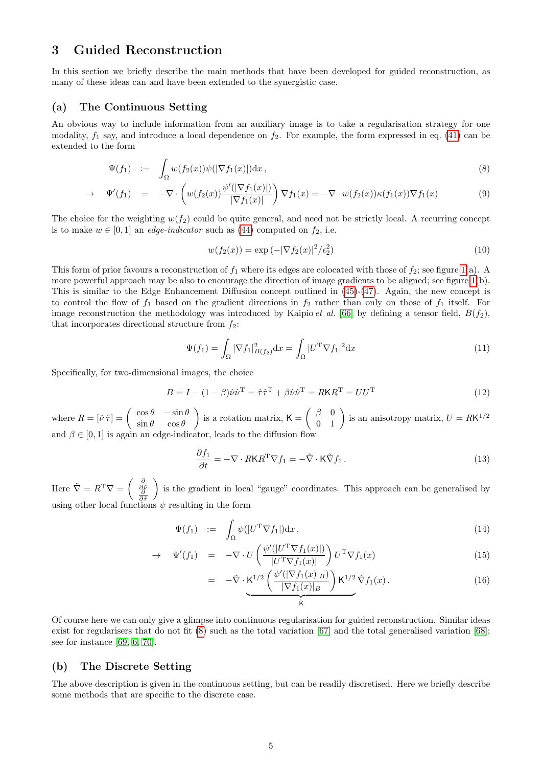## 3 Guided Reconstruction

In this section we briefly describe the main methods that have been developed for guided reconstruction, as many of these ideas can and have been extended to the synergistic case.

### (a) The Continuous Setting

An obvious way to include information from an auxiliary image is to take a regularisation strategy for one modality, $f_1$ say, and introduce a local dependence on $f_2$. For example, the form expressed in eq. (41) can be extended to the form

$$\Psi(f_1) \;:=\; \int_\Omega w(f_2(x))\psi(|\nabla f_1(x)|)\mathrm{d}x\,, \tag{8}$$

$$\rightarrow \quad \Psi'(f_1) \;=\; -\nabla\cdot\left(w(f_2(x))\frac{\psi'(|\nabla f_1(x)|)}{|\nabla f_1(x)|}\right)\nabla f_1(x) = -\nabla\cdot w(f_2(x))\kappa(f_1(x))\nabla f_1(x) \tag{9}$$

The choice for the weighting $w(f_2)$ could be quite general, and need not be strictly local. A recurring concept is to make $w \in [0,1]$ an *edge-indicator* such as (44) computed on $f_2$, i.e.

$$w(f_2(x)) = \exp\left(-|\nabla f_2(x)|^2/\epsilon_2^2\right) \tag{10}$$

This form of prior favours a reconstruction of $f_1$ where its edges are colocated with those of $f_2$; see figure 1(a). A more powerful approach may be also to encourage the direction of image gradients to be aligned; see figure 1(b). This is similar to the Edge Enhancement Diffusion concept outlined in (45)-(47). Again, the new concept is to control the flow of $f_1$ based on the gradient directions in $f_2$ rather than only on those of $f_1$ itself. For image reconstruction the methodology was introduced by Kaipio *et al.* [66] by defining a tensor field, $B(f_2)$, that incorporates directional structure from $f_2$:

$$\Psi(f_1) = \int_\Omega |\nabla f_1|^2_{B(f_2)}\mathrm{d}x = \int_\Omega |U^{\mathrm{T}}\nabla f_1|^2\mathrm{d}x \tag{11}$$

Specifically, for two-dimensional images, the choice

$$B = I - (1-\beta)\hat{\nu}\hat{\nu}^{\mathrm{T}} = \hat{\tau}\hat{\tau}^{\mathrm{T}} + \beta\hat{\nu}\hat{\nu}^{\mathrm{T}} = R\mathsf{K}R^{\mathrm{T}} = UU^{\mathrm{T}} \tag{12}$$

where $R = [\hat{\nu}\,\hat{\tau}] = \begin{pmatrix}\cos\theta & -\sin\theta\\ \sin\theta & \cos\theta\end{pmatrix}$ is a rotation matrix, $\mathsf{K} = \begin{pmatrix}\beta & 0\\ 0 & 1\end{pmatrix}$ is an anisotropy matrix, $U = R\mathsf{K}^{1/2}$ and $\beta \in [0,1]$ is again an edge-indicator, leads to the diffusion flow

$$\frac{\partial f_1}{\partial t} = -\nabla\cdot R\mathsf{K}R^{\mathrm{T}}\nabla f_1 = -\tilde{\nabla}\cdot\mathsf{K}\tilde{\nabla}f_1\,. \tag{13}$$

Here $\tilde{\nabla} = R^{\mathrm{T}}\nabla = \begin{pmatrix}\frac{\partial}{\partial\hat{\nu}}\\ \frac{\partial}{\partial\hat{\tau}}\end{pmatrix}$ is the gradient in local "gauge" coordinates. This approach can be generalised by using other local functions $\psi$ resulting in the form

$$\Psi(f_1) \;:=\; \int_\Omega \psi(|U^{\mathrm{T}}\nabla f_1|)\mathrm{d}x\,, \tag{14}$$

$$\rightarrow \quad \Psi'(f_1) \;=\; -\nabla\cdot U\left(\frac{\psi'(|U^{\mathrm{T}}\nabla f_1(x)|)}{|U^{\mathrm{T}}\nabla f_1(x)|}\right)U^{\mathrm{T}}\nabla f_1(x) \tag{15}$$

$$= \; -\tilde{\nabla}\cdot\underbrace{\mathsf{K}^{1/2}\left(\frac{\psi'(|\nabla f_1(x)|_B)}{|\nabla f_1(x)|_B}\right)\mathsf{K}^{1/2}}_{\tilde{\mathsf{K}}}\tilde{\nabla}f_1(x)\,. \tag{16}$$

Of course here we can only give a glimpse into continuous regularisation for guided reconstruction. Similar ideas exist for regularisers that do not fit (8) such as the total variation [67] and the total generalised variation [68]; see for instance [69, 6, 70].

### (b) The Discrete Setting

The above description is given in the continuous setting, but can be readily discretised. Here we briefly describe some methods that are specific to the discrete case.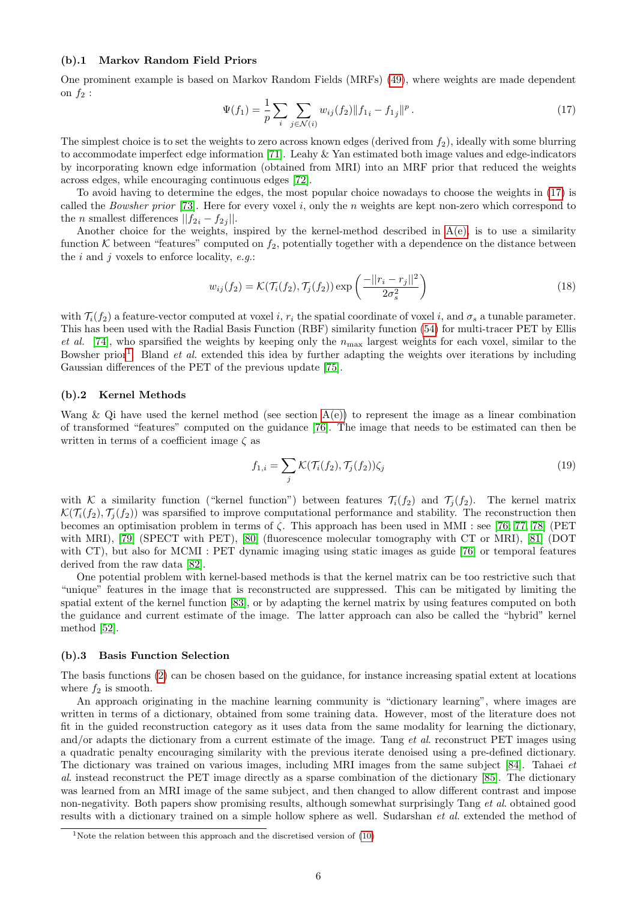### (b).1 Markov Random Field Priors

One prominent example is based on Markov Random Fields (MRFs) (49), where weights are made dependent on $f_2$ :

$$\Psi(f_1) = \frac{1}{p} \sum_i \sum_{j \in \mathcal{N}(i)} w_{ij}(f_2) \|f_{1_i} - f_{1_j}\|^p . \tag{17}$$

The simplest choice is to set the weights to zero across known edges (derived from $f_2$), ideally with some blurring to accommodate imperfect edge information [71]. Leahy & Yan estimated both image values and edge-indicators by incorporating known edge information (obtained from MRI) into an MRF prior that reduced the weights across edges, while encouraging continuous edges [72].

To avoid having to determine the edges, the most popular choice nowadays to choose the weights in (17) is called the *Bowsher prior* [73]. Here for every voxel $i$, only the $n$ weights are kept non-zero which correspond to the $n$ smallest differences $||f_{2i} - f_{2j}||$.

Another choice for the weights, inspired by the kernel-method described in A(e), is to use a similarity function $\mathcal{K}$ between "features" computed on $f_2$, potentially together with a dependence on the distance between the $i$ and $j$ voxels to enforce locality, *e.g.*:

$$w_{ij}(f_2) = \mathcal{K}(\mathcal{T}_i(f_2), \mathcal{T}_j(f_2)) \exp\left(\frac{-||r_i - r_j||^2}{2\sigma_s^2}\right) \tag{18}$$

with $\mathcal{T}_i(f_2)$ a feature-vector computed at voxel $i$, $r_i$ the spatial coordinate of voxel $i$, and $\sigma_s$ a tunable parameter. This has been used with the Radial Basis Function (RBF) similarity function (54) for multi-tracer PET by Ellis *et al.* [74], who sparsified the weights by keeping only the $n_{\max}$ largest weights for each voxel, similar to the Bowsher prior[1]. Bland *et al.* extended this idea by further adapting the weights over iterations by including Gaussian differences of the PET of the previous update [75].

### (b).2 Kernel Methods

Wang & Qi have used the kernel method (see section A(e)) to represent the image as a linear combination of transformed "features" computed on the guidance [76]. The image that needs to be estimated can then be written in terms of a coefficient image $\zeta$ as

$$f_{1,i} = \sum_j \mathcal{K}(\mathcal{T}_i(f_2), \mathcal{T}_j(f_2))\zeta_j \tag{19}$$

with $\mathcal{K}$ a similarity function ("kernel function") between features $\mathcal{T}_i(f_2)$ and $\mathcal{T}_j(f_2)$. The kernel matrix $\mathcal{K}(\mathcal{T}_i(f_2), \mathcal{T}_j(f_2))$ was sparsified to improve computational performance and stability. The reconstruction then becomes an optimisation problem in terms of $\zeta$. This approach has been used in MMI : see [76, 77, 78] (PET with MRI), [79] (SPECT with PET), [80] (fluorescence molecular tomography with CT or MRI), [81] (DOT with CT), but also for MCMI : PET dynamic imaging using static images as guide [76] or temporal features derived from the raw data [82].

One potential problem with kernel-based methods is that the kernel matrix can be too restrictive such that "unique" features in the image that is reconstructed are suppressed. This can be mitigated by limiting the spatial extent of the kernel function [83], or by adapting the kernel matrix by using features computed on both the guidance and current estimate of the image. The latter approach can also be called the "hybrid" kernel method [52].

### (b).3 Basis Function Selection

The basis functions (2) can be chosen based on the guidance, for instance increasing spatial extent at locations where $f_2$ is smooth.

An approach originating in the machine learning community is "dictionary learning", where images are written in terms of a dictionary, obtained from some training data. However, most of the literature does not fit in the guided reconstruction category as it uses data from the same modality for learning the dictionary, and/or adapts the dictionary from a current estimate of the image. Tang *et al.* reconstruct PET images using a quadratic penalty encouraging similarity with the previous iterate denoised using a pre-defined dictionary. The dictionary was trained on various images, including MRI images from the same subject [84]. Tahaei *et al.* instead reconstruct the PET image directly as a sparse combination of the dictionary [85]. The dictionary was learned from an MRI image of the same subject, and then changed to allow different contrast and impose non-negativity. Both papers show promising results, although somewhat surprisingly Tang *et al.* obtained good results with a dictionary trained on a simple hollow sphere as well. Sudarshan *et al.* extended the method of

[1] Note the relation between this approach and the discretised version of (10)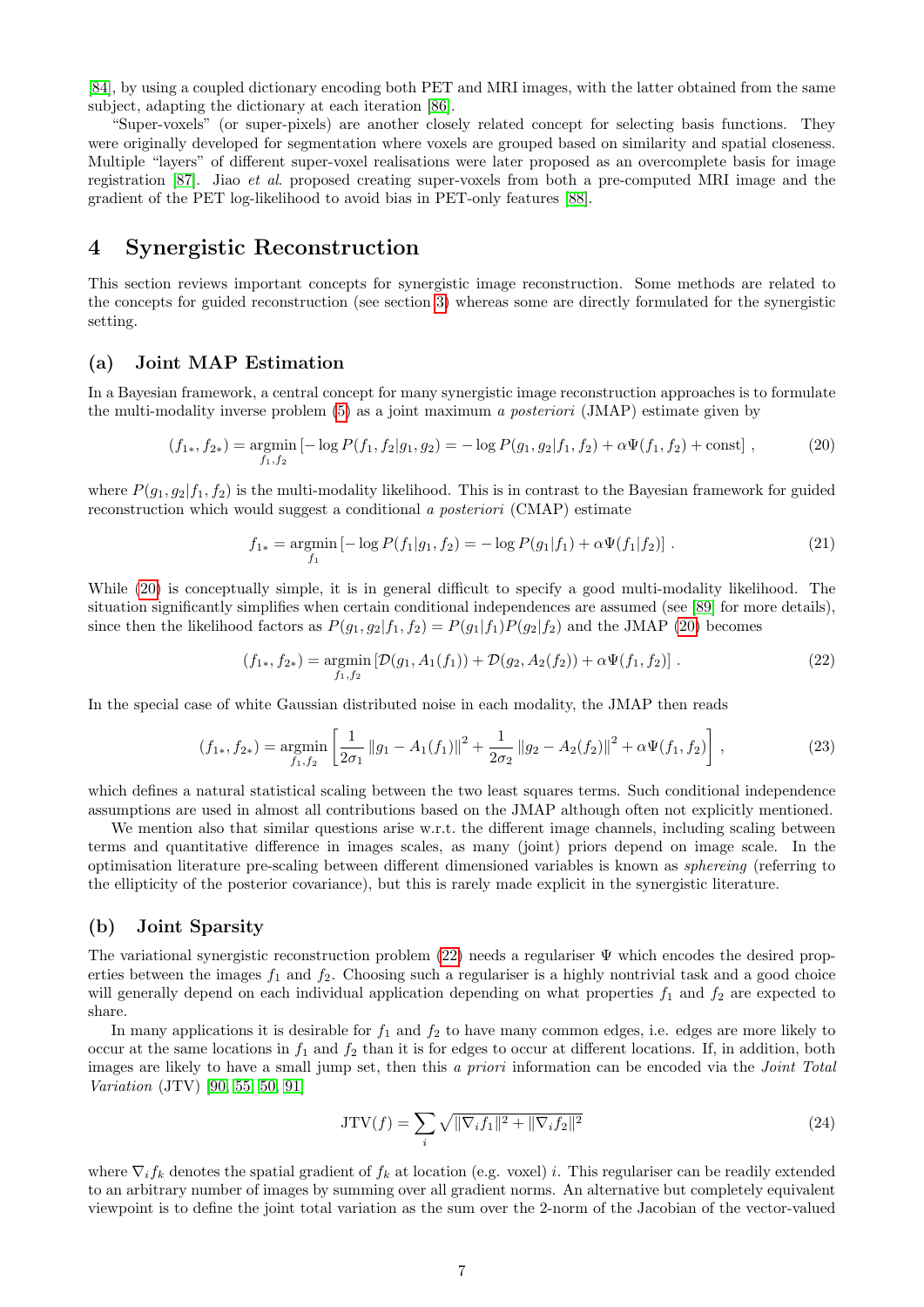[84], by using a coupled dictionary encoding both PET and MRI images, with the latter obtained from the same subject, adapting the dictionary at each iteration [86].

"Super-voxels" (or super-pixels) are another closely related concept for selecting basis functions. They were originally developed for segmentation where voxels are grouped based on similarity and spatial closeness. Multiple "layers" of different super-voxel realisations were later proposed as an overcomplete basis for image registration [87]. Jiao *et al.* proposed creating super-voxels from both a pre-computed MRI image and the gradient of the PET log-likelihood to avoid bias in PET-only features [88].

# 4 Synergistic Reconstruction

This section reviews important concepts for synergistic image reconstruction. Some methods are related to the concepts for guided reconstruction (see section 3) whereas some are directly formulated for the synergistic setting.

## (a) Joint MAP Estimation

In a Bayesian framework, a central concept for many synergistic image reconstruction approaches is to formulate the multi-modality inverse problem (5) as a joint maximum *a posteriori* (JMAP) estimate given by

$$(f_{1*}, f_{2*}) = \underset{f_1, f_2}{\operatorname{argmin}} \left[ -\log P(f_1, f_2 | g_1, g_2) = -\log P(g_1, g_2 | f_1, f_2) + \alpha \Psi(f_1, f_2) + \text{const} \right] , \tag{20}$$

where $P(g_1, g_2|f_1, f_2)$ is the multi-modality likelihood. This is in contrast to the Bayesian framework for guided reconstruction which would suggest a conditional *a posteriori* (CMAP) estimate

$$f_{1*} = \underset{f_1}{\operatorname{argmin}} \left[ -\log P(f_1 | g_1, f_2) = -\log P(g_1 | f_1) + \alpha \Psi(f_1 | f_2) \right] . \tag{21}$$

While (20) is conceptually simple, it is in general difficult to specify a good multi-modality likelihood. The situation significantly simplifies when certain conditional independences are assumed (see [89] for more details), since then the likelihood factors as $P(g_1, g_2|f_1, f_2) = P(g_1|f_1)P(g_2|f_2)$ and the JMAP (20) becomes

$$(f_{1*}, f_{2*}) = \underset{f_1, f_2}{\operatorname{argmin}} \left[ \mathcal{D}(g_1, A_1(f_1)) + \mathcal{D}(g_2, A_2(f_2)) + \alpha \Psi(f_1, f_2) \right] . \tag{22}$$

In the special case of white Gaussian distributed noise in each modality, the JMAP then reads

$$(f_{1*}, f_{2*}) = \underset{f_1, f_2}{\operatorname{argmin}} \left[ \frac{1}{2\sigma_1} \|g_1 - A_1(f_1)\|^2 + \frac{1}{2\sigma_2} \|g_2 - A_2(f_2)\|^2 + \alpha \Psi(f_1, f_2) \right] , \tag{23}$$

which defines a natural statistical scaling between the two least squares terms. Such conditional independence assumptions are used in almost all contributions based on the JMAP although often not explicitly mentioned.

We mention also that similar questions arise w.r.t. the different image channels, including scaling between terms and quantitative difference in images scales, as many (joint) priors depend on image scale. In the optimisation literature pre-scaling between different dimensioned variables is known as *sphereing* (referring to the ellipticity of the posterior covariance), but this is rarely made explicit in the synergistic literature.

## (b) Joint Sparsity

The variational synergistic reconstruction problem (22) needs a regulariser $\Psi$ which encodes the desired properties between the images $f_1$ and $f_2$. Choosing such a regulariser is a highly nontrivial task and a good choice will generally depend on each individual application depending on what properties $f_1$ and $f_2$ are expected to share.

In many applications it is desirable for $f_1$ and $f_2$ to have many common edges, i.e. edges are more likely to occur at the same locations in $f_1$ and $f_2$ than it is for edges to occur at different locations. If, in addition, both images are likely to have a small jump set, then this *a priori* information can be encoded via the *Joint Total Variation* (JTV) [90, 55, 50, 91]

$$\text{JTV}(f) = \sum_i \sqrt{\|\nabla_i f_1\|^2 + \|\nabla_i f_2\|^2} \tag{24}$$

where $\nabla_i f_k$ denotes the spatial gradient of $f_k$ at location (e.g. voxel) $i$. This regulariser can be readily extended to an arbitrary number of images by summing over all gradient norms. An alternative but completely equivalent viewpoint is to define the joint total variation as the sum over the 2-norm of the Jacobian of the vector-valued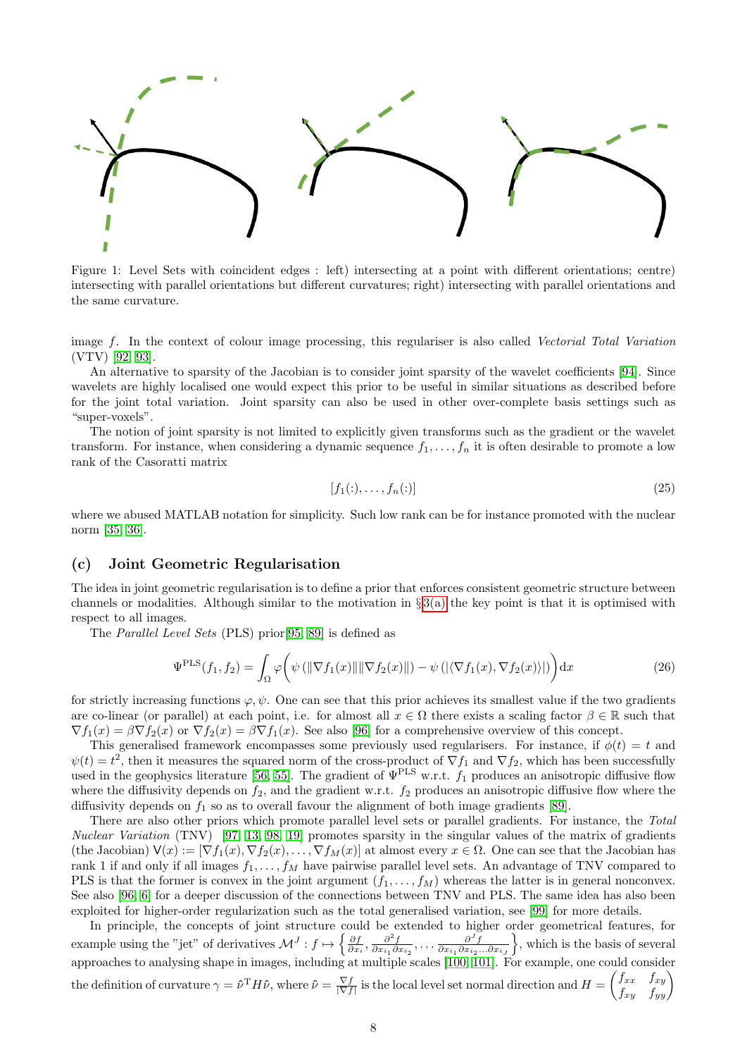Figure 1: Level Sets with coincident edges : left) intersecting at a point with different orientations; centre) intersecting with parallel orientations but different curvatures; right) intersecting with parallel orientations and the same curvature.

image $f$. In the context of colour image processing, this regulariser is also called *Vectorial Total Variation* (VTV) [92, 93].

An alternative to sparsity of the Jacobian is to consider joint sparsity of the wavelet coefficients [94]. Since wavelets are highly localised one would expect this prior to be useful in similar situations as described before for the joint total variation. Joint sparsity can also be used in other over-complete basis settings such as "super-voxels".

The notion of joint sparsity is not limited to explicitly given transforms such as the gradient or the wavelet transform. For instance, when considering a dynamic sequence $f_1, \ldots, f_n$ it is often desirable to promote a low rank of the Casoratti matrix

$$[f_1(:), \ldots, f_n(:)] \tag{25}$$

where we abused MATLAB notation for simplicity. Such low rank can be for instance promoted with the nuclear norm [35, 36].

### (c) Joint Geometric Regularisation

The idea in joint geometric regularisation is to define a prior that enforces consistent geometric structure between channels or modalities. Although similar to the motivation in §3(a) the key point is that it is optimised with respect to all images.

The *Parallel Level Sets* (PLS) prior[95, 89] is defined as

$$\Psi^{\text{PLS}}(f_1, f_2) = \int_\Omega \varphi\bigg(\psi\left(\|\nabla f_1(x)\|\|\nabla f_2(x)\|\right) - \psi\left(|\langle \nabla f_1(x), \nabla f_2(x)\rangle|\right)\bigg)\mathrm{d}x \tag{26}$$

for strictly increasing functions $\varphi, \psi$. One can see that this prior achieves its smallest value if the two gradients are co-linear (or parallel) at each point, i.e. for almost all $x \in \Omega$ there exists a scaling factor $\beta \in \mathbb{R}$ such that $\nabla f_1(x) = \beta \nabla f_2(x)$ or $\nabla f_2(x) = \beta \nabla f_1(x)$. See also [96] for a comprehensive overview of this concept.

This generalised framework encompasses some previously used regularisers. For instance, if $\phi(t) = t$ and $\psi(t) = t^2$, then it measures the squared norm of the cross-product of $\nabla f_1$ and $\nabla f_2$, which has been successfully used in the geophysics literature [56, 55]. The gradient of $\Psi^{\text{PLS}}$ w.r.t. $f_1$ produces an anisotropic diffusive flow where the diffusivity depends on $f_2$, and the gradient w.r.t. $f_2$ produces an anisotropic diffusive flow where the diffusivity depends on $f_1$ so as to overall favour the alignment of both image gradients [89].

There are also other priors which promote parallel level sets or parallel gradients. For instance, the *Total Nuclear Variation* (TNV) [97, 13, 98, 19] promotes sparsity in the singular values of the matrix of gradients (the Jacobian) $\mathsf{V}(x) := [\nabla f_1(x), \nabla f_2(x), \ldots, \nabla f_M(x)]$ at almost every $x \in \Omega$. One can see that the Jacobian has rank 1 if and only if all images $f_1, \ldots, f_M$ have pairwise parallel level sets. An advantage of TNV compared to PLS is that the former is convex in the joint argument $(f_1, \ldots, f_M)$ whereas the latter is in general nonconvex. See also [96, 6] for a deeper discussion of the connections between TNV and PLS. The same idea has also been exploited for higher-order regularization such as the total generalised variation, see [99] for more details.

In principle, the concepts of joint structure could be extended to higher order geometrical features, for example using the "jet" of derivatives $\mathcal{M}^J : f \mapsto \left\{\frac{\partial f}{\partial x_i}, \frac{\partial^2 f}{\partial x_{i_1} \partial x_{i_2}}, \ldots \frac{\partial^J f}{\partial x_{i_1} \partial x_{i_2} \ldots \partial x_{i_J}}\right\}$, which is the basis of several approaches to analysing shape in images, including at multiple scales [100, 101]. For example, one could consider the definition of curvature $\gamma = \hat{\nu}^{\mathrm{T}} H \hat{\nu}$, where $\hat{\nu} = \frac{\nabla f}{|\nabla f|}$ is the local level set normal direction and $H = \begin{pmatrix} f_{xx} & f_{xy} \\ f_{xy} & f_{yy} \end{pmatrix}$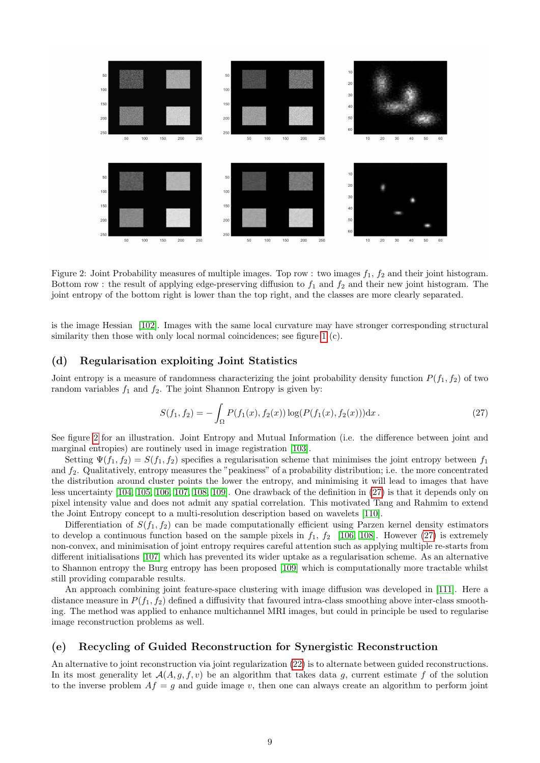Figure 2: Joint Probability measures of multiple images. Top row : two images $f_1$, $f_2$ and their joint histogram. Bottom row : the result of applying edge-preserving diffusion to $f_1$ and $f_2$ and their new joint histogram. The joint entropy of the bottom right is lower than the top right, and the classes are more clearly separated.

is the image Hessian [102]. Images with the same local curvature may have stronger corresponding structural similarity then those with only local normal coincidences; see figure 1 (c).

### (d) Regularisation exploiting Joint Statistics

Joint entropy is a measure of randomness characterizing the joint probability density function $P(f_1, f_2)$ of two random variables $f_1$ and $f_2$. The joint Shannon Entropy is given by:

$$S(f_1, f_2) = -\int_{\Omega} P(f_1(x), f_2(x)) \log(P(f_1(x), f_2(x)))\mathrm{d}x\,. \tag{27}$$

See figure 2 for an illustration. Joint Entropy and Mutual Information (i.e. the difference between joint and marginal entropies) are routinely used in image registration [103].

Setting $\Psi(f_1, f_2) = S(f_1, f_2)$ specifies a regularisation scheme that minimises the joint entropy between $f_1$ and $f_2$. Qualitatively, entropy measures the "peakiness" of a probability distribution; i.e. the more concentrated the distribution around cluster points the lower the entropy, and minimising it will lead to images that have less uncertainty [104, 105, 106, 107, 108, 109]. One drawback of the definition in (27) is that it depends only on pixel intensity value and does not admit any spatial correlation. This motivated Tang and Rahmim to extend the Joint Entropy concept to a multi-resolution description based on wavelets [110].

Differentiation of $S(f_1, f_2)$ can be made computationally efficient using Parzen kernel density estimators to develop a continuous function based on the sample pixels in $f_1$, $f_2$ [106, 108]. However (27) is extremely non-convex, and minimisation of joint entropy requires careful attention such as applying multiple re-starts from different initialisations [107] which has prevented its wider uptake as a regularisation scheme. As an alternative to Shannon entropy the Burg entropy has been proposed [109] which is computationally more tractable whilst still providing comparable results.

An approach combining joint feature-space clustering with image diffusion was developed in [111]. Here a distance measure in $P(f_1, f_2)$ defined a diffusivity that favoured intra-class smoothing above inter-class smoothing. The method was applied to enhance multichannel MRI images, but could in principle be used to regularise image reconstruction problems as well.

### (e) Recycling of Guided Reconstruction for Synergistic Reconstruction

An alternative to joint reconstruction via joint regularization (22) is to alternate between guided reconstructions. In its most generality let $\mathcal{A}(A, g, f, v)$ be an algorithm that takes data $g$, current estimate $f$ of the solution to the inverse problem $Af = g$ and guide image $v$, then one can always create an algorithm to perform joint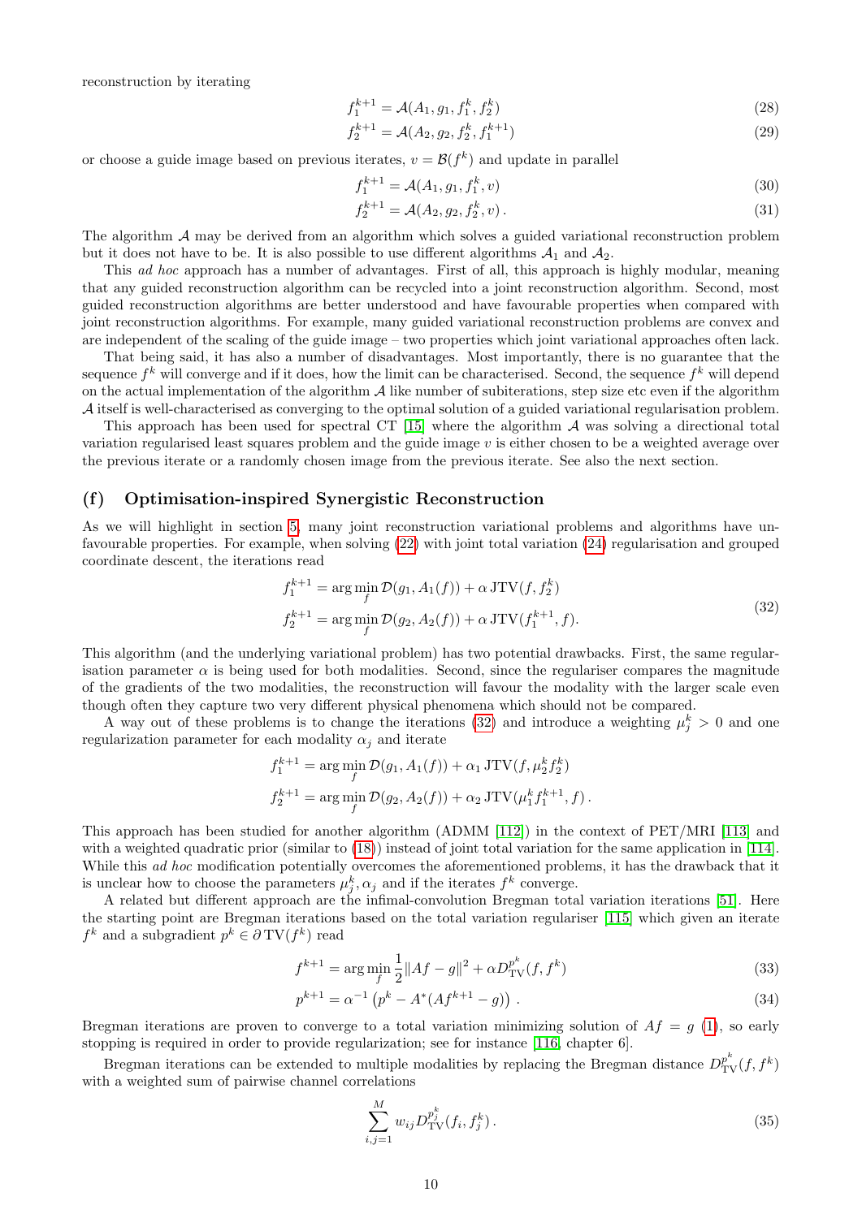reconstruction by iterating

$$f_1^{k+1} = \mathcal{A}(A_1, g_1, f_1^k, f_2^k) \tag{28}$$

$$f_2^{k+1} = \mathcal{A}(A_2, g_2, f_2^k, f_1^{k+1}) \tag{29}$$

or choose a guide image based on previous iterates, $v = \mathcal{B}(f^k)$ and update in parallel

$$f_1^{k+1} = \mathcal{A}(A_1, g_1, f_1^k, v) \tag{30}$$

$$f_2^{k+1} = \mathcal{A}(A_2, g_2, f_2^k, v)\,. \tag{31}$$

The algorithm $\mathcal{A}$ may be derived from an algorithm which solves a guided variational reconstruction problem but it does not have to be. It is also possible to use different algorithms $\mathcal{A}_1$ and $\mathcal{A}_2$.

This *ad hoc* approach has a number of advantages. First of all, this approach is highly modular, meaning that any guided reconstruction algorithm can be recycled into a joint reconstruction algorithm. Second, most guided reconstruction algorithms are better understood and have favourable properties when compared with joint reconstruction algorithms. For example, many guided variational reconstruction problems are convex and are independent of the scaling of the guide image – two properties which joint variational approaches often lack.

That being said, it has also a number of disadvantages. Most importantly, there is no guarantee that the sequence $f^k$ will converge and if it does, how the limit can be characterised. Second, the sequence $f^k$ will depend on the actual implementation of the algorithm $\mathcal{A}$ like number of subiterations, step size etc even if the algorithm $\mathcal{A}$ itself is well-characterised as converging to the optimal solution of a guided variational regularisation problem.

This approach has been used for spectral CT [15] where the algorithm $\mathcal{A}$ was solving a directional total variation regularised least squares problem and the guide image $v$ is either chosen to be a weighted average over the previous iterate or a randomly chosen image from the previous iterate. See also the next section.

## (f) Optimisation-inspired Synergistic Reconstruction

As we will highlight in section 5, many joint reconstruction variational problems and algorithms have unfavourable properties. For example, when solving (22) with joint total variation (24) regularisation and grouped coordinate descent, the iterations read

$$\begin{aligned}
f_1^{k+1} &= \arg\min_f \mathcal{D}(g_1, A_1(f)) + \alpha\, \mathrm{JTV}(f, f_2^k) \\
f_2^{k+1} &= \arg\min_f \mathcal{D}(g_2, A_2(f)) + \alpha\, \mathrm{JTV}(f_1^{k+1}, f).
\end{aligned} \tag{32}$$

This algorithm (and the underlying variational problem) has two potential drawbacks. First, the same regularisation parameter $\alpha$ is being used for both modalities. Second, since the regulariser compares the magnitude of the gradients of the two modalities, the reconstruction will favour the modality with the larger scale even though often they capture two very different physical phenomena which should not be compared.

A way out of these problems is to change the iterations (32) and introduce a weighting $\mu_j^k > 0$ and one regularization parameter for each modality $\alpha_j$ and iterate

$$\begin{aligned}
f_1^{k+1} &= \arg\min_f \mathcal{D}(g_1, A_1(f)) + \alpha_1\, \mathrm{JTV}(f, \mu_2^k f_2^k) \\
f_2^{k+1} &= \arg\min_f \mathcal{D}(g_2, A_2(f)) + \alpha_2\, \mathrm{JTV}(\mu_1^k f_1^{k+1}, f)\,.
\end{aligned}$$

This approach has been studied for another algorithm (ADMM [112]) in the context of PET/MRI [113] and with a weighted quadratic prior (similar to (18)) instead of joint total variation for the same application in [114]. While this *ad hoc* modification potentially overcomes the aforementioned problems, it has the drawback that it is unclear how to choose the parameters $\mu_j^k, \alpha_j$ and if the iterates $f^k$ converge.

A related but different approach are the infimal-convolution Bregman total variation iterations [51]. Here the starting point are Bregman iterations based on the total variation regulariser [115] which given an iterate $f^k$ and a subgradient $p^k \in \partial\, \mathrm{TV}(f^k)$ read

$$f^{k+1} = \arg\min_f \frac{1}{2}\|Af - g\|^2 + \alpha D_{\mathrm{TV}}^{p^k}(f, f^k) \tag{33}$$

$$p^{k+1} = \alpha^{-1}\left(p^k - A^*(Af^{k+1} - g)\right)\,. \tag{34}$$

Bregman iterations are proven to converge to a total variation minimizing solution of $Af = g$ (1), so early stopping is required in order to provide regularization; see for instance [116, chapter 6].

Bregman iterations can be extended to multiple modalities by replacing the Bregman distance $D_{\mathrm{TV}}^{p^k}(f, f^k)$ with a weighted sum of pairwise channel correlations

$$\sum_{i,j=1}^{M} w_{ij} D_{\mathrm{TV}}^{p_j^k}(f_i, f_j^k)\,. \tag{35}$$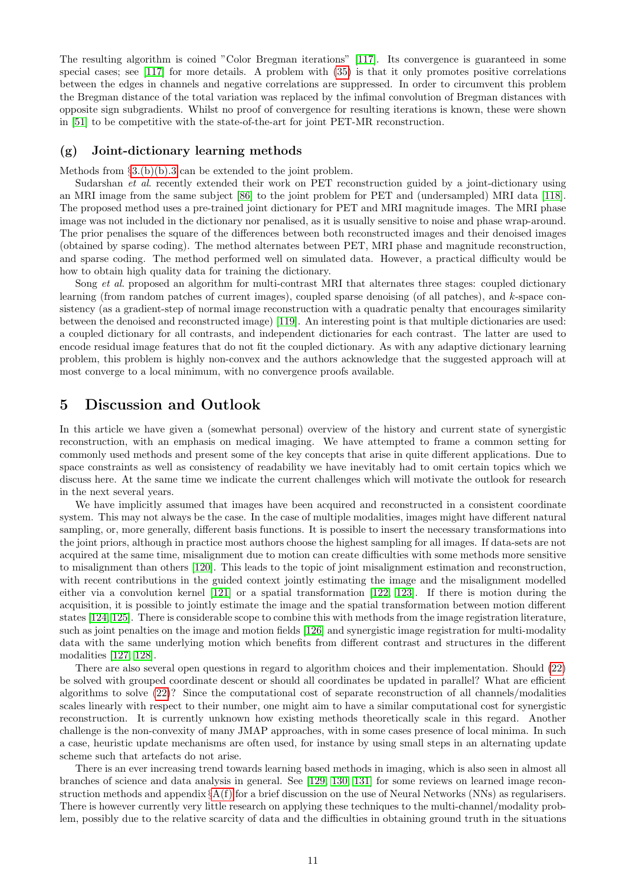The resulting algorithm is coined "Color Bregman iterations" [117]. Its convergence is guaranteed in some special cases; see [117] for more details. A problem with (35) is that it only promotes positive correlations between the edges in channels and negative correlations are suppressed. In order to circumvent this problem the Bregman distance of the total variation was replaced by the infimal convolution of Bregman distances with opposite sign subgradients. Whilst no proof of convergence for resulting iterations is known, these were shown in [51] to be competitive with the state-of-the-art for joint PET-MR reconstruction.

### (g) Joint-dictionary learning methods

Methods from §3.(b)(b).3 can be extended to the joint problem.

Sudarshan *et al.* recently extended their work on PET reconstruction guided by a joint-dictionary using an MRI image from the same subject [86] to the joint problem for PET and (undersampled) MRI data [118]. The proposed method uses a pre-trained joint dictionary for PET and MRI magnitude images. The MRI phase image was not included in the dictionary nor penalised, as it is usually sensitive to noise and phase wrap-around. The prior penalises the square of the differences between both reconstructed images and their denoised images (obtained by sparse coding). The method alternates between PET, MRI phase and magnitude reconstruction, and sparse coding. The method performed well on simulated data. However, a practical difficulty would be how to obtain high quality data for training the dictionary.

Song *et al.* proposed an algorithm for multi-contrast MRI that alternates three stages: coupled dictionary learning (from random patches of current images), coupled sparse denoising (of all patches), and $k$-space consistency (as a gradient-step of normal image reconstruction with a quadratic penalty that encourages similarity between the denoised and reconstructed image) [119]. An interesting point is that multiple dictionaries are used: a coupled dictionary for all contrasts, and independent dictionaries for each contrast. The latter are used to encode residual image features that do not fit the coupled dictionary. As with any adaptive dictionary learning problem, this problem is highly non-convex and the authors acknowledge that the suggested approach will at most converge to a local minimum, with no convergence proofs available.

## 5 Discussion and Outlook

In this article we have given a (somewhat personal) overview of the history and current state of synergistic reconstruction, with an emphasis on medical imaging. We have attempted to frame a common setting for commonly used methods and present some of the key concepts that arise in quite different applications. Due to space constraints as well as consistency of readability we have inevitably had to omit certain topics which we discuss here. At the same time we indicate the current challenges which will motivate the outlook for research in the next several years.

We have implicitly assumed that images have been acquired and reconstructed in a consistent coordinate system. This may not always be the case. In the case of multiple modalities, images might have different natural sampling, or, more generally, different basis functions. It is possible to insert the necessary transformations into the joint priors, although in practice most authors choose the highest sampling for all images. If data-sets are not acquired at the same time, misalignment due to motion can create difficulties with some methods more sensitive to misalignment than others [120]. This leads to the topic of joint misalignment estimation and reconstruction, with recent contributions in the guided context jointly estimating the image and the misalignment modelled either via a convolution kernel [121] or a spatial transformation [122, 123]. If there is motion during the acquisition, it is possible to jointly estimate the image and the spatial transformation between motion different states [124, 125]. There is considerable scope to combine this with methods from the image registration literature, such as joint penalties on the image and motion fields [126] and synergistic image registration for multi-modality data with the same underlying motion which benefits from different contrast and structures in the different modalities [127, 128].

There are also several open questions in regard to algorithm choices and their implementation. Should (22) be solved with grouped coordinate descent or should all coordinates be updated in parallel? What are efficient algorithms to solve (22)? Since the computational cost of separate reconstruction of all channels/modalities scales linearly with respect to their number, one might aim to have a similar computational cost for synergistic reconstruction. It is currently unknown how existing methods theoretically scale in this regard. Another challenge is the non-convexity of many JMAP approaches, with in some cases presence of local minima. In such a case, heuristic update mechanisms are often used, for instance by using small steps in an alternating update scheme such that artefacts do not arise.

There is an ever increasing trend towards learning based methods in imaging, which is also seen in almost all branches of science and data analysis in general. See [129, 130, 131] for some reviews on learned image reconstruction methods and appendix §A(f) for a brief discussion on the use of Neural Networks (NNs) as regularisers. There is however currently very little research on applying these techniques to the multi-channel/modality problem, possibly due to the relative scarcity of data and the difficulties in obtaining ground truth in the situations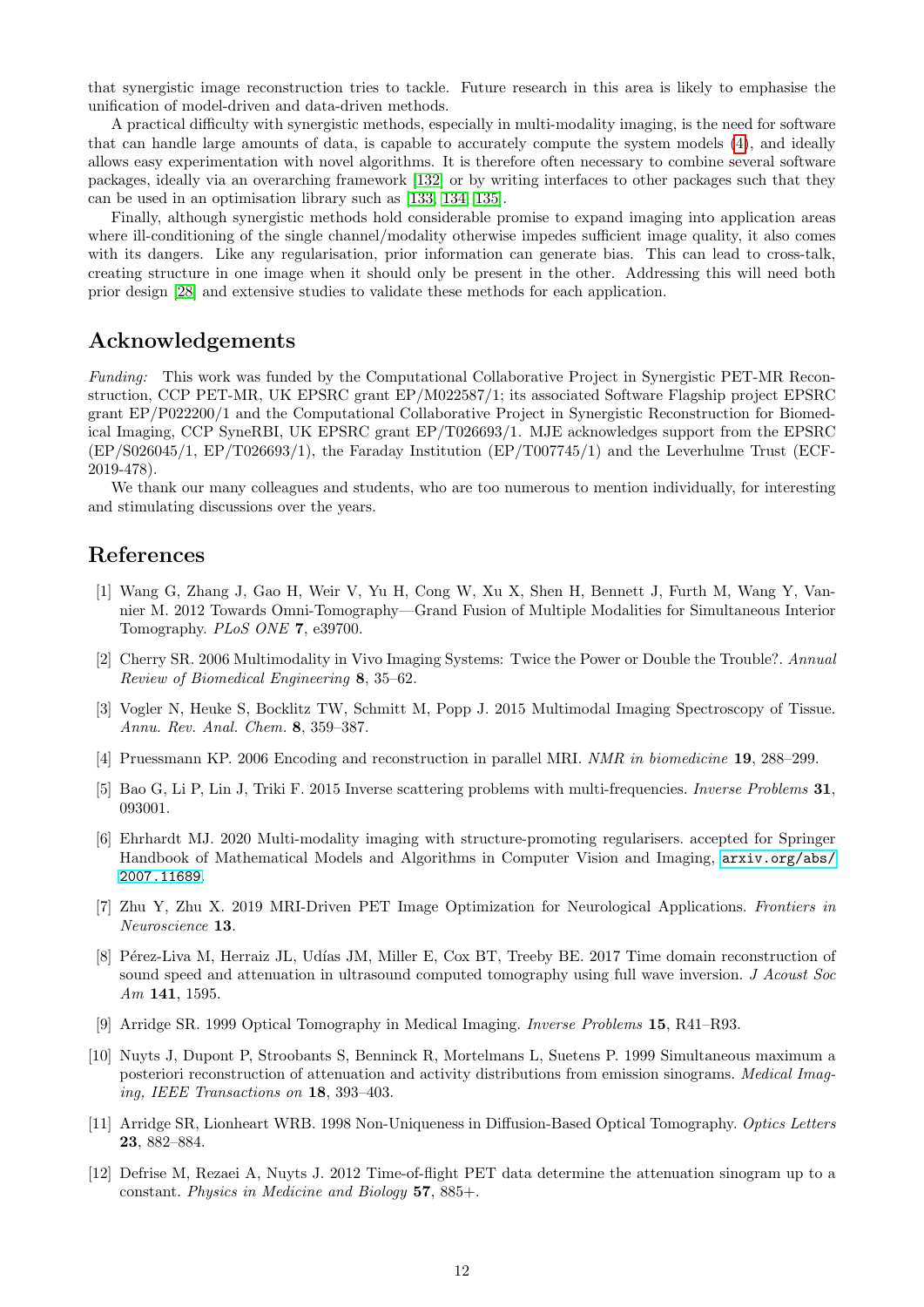that synergistic image reconstruction tries to tackle. Future research in this area is likely to emphasise the unification of model-driven and data-driven methods.

A practical difficulty with synergistic methods, especially in multi-modality imaging, is the need for software that can handle large amounts of data, is capable to accurately compute the system models (4), and ideally allows easy experimentation with novel algorithms. It is therefore often necessary to combine several software packages, ideally via an overarching framework [132] or by writing interfaces to other packages such that they can be used in an optimisation library such as [133, 134, 135].

Finally, although synergistic methods hold considerable promise to expand imaging into application areas where ill-conditioning of the single channel/modality otherwise impedes sufficient image quality, it also comes with its dangers. Like any regularisation, prior information can generate bias. This can lead to cross-talk, creating structure in one image when it should only be present in the other. Addressing this will need both prior design [28] and extensive studies to validate these methods for each application.

## Acknowledgements

*Funding:* This work was funded by the Computational Collaborative Project in Synergistic PET-MR Reconstruction, CCP PET-MR, UK EPSRC grant EP/M022587/1; its associated Software Flagship project EPSRC grant EP/P022200/1 and the Computational Collaborative Project in Synergistic Reconstruction for Biomedical Imaging, CCP SyneRBI, UK EPSRC grant EP/T026693/1. MJE acknowledges support from the EPSRC (EP/S026045/1, EP/T026693/1), the Faraday Institution (EP/T007745/1) and the Leverhulme Trust (ECF-2019-478).

We thank our many colleagues and students, who are too numerous to mention individually, for interesting and stimulating discussions over the years.

## References

[1] Wang G, Zhang J, Gao H, Weir V, Yu H, Cong W, Xu X, Shen H, Bennett J, Furth M, Wang Y, Vannier M. 2012 Towards Omni-Tomography—Grand Fusion of Multiple Modalities for Simultaneous Interior Tomography. *PLoS ONE* **7**, e39700.

[2] Cherry SR. 2006 Multimodality in Vivo Imaging Systems: Twice the Power or Double the Trouble?. *Annual Review of Biomedical Engineering* **8**, 35–62.

[3] Vogler N, Heuke S, Bocklitz TW, Schmitt M, Popp J. 2015 Multimodal Imaging Spectroscopy of Tissue. *Annu. Rev. Anal. Chem.* **8**, 359–387.

[4] Pruessmann KP. 2006 Encoding and reconstruction in parallel MRI. *NMR in biomedicine* **19**, 288–299.

[5] Bao G, Li P, Lin J, Triki F. 2015 Inverse scattering problems with multi-frequencies. *Inverse Problems* **31**, 093001.

[6] Ehrhardt MJ. 2020 Multi-modality imaging with structure-promoting regularisers. accepted for Springer Handbook of Mathematical Models and Algorithms in Computer Vision and Imaging, `arxiv.org/abs/2007.11689`.

[7] Zhu Y, Zhu X. 2019 MRI-Driven PET Image Optimization for Neurological Applications. *Frontiers in Neuroscience* **13**.

[8] Pérez-Liva M, Herraiz JL, Udías JM, Miller E, Cox BT, Treeby BE. 2017 Time domain reconstruction of sound speed and attenuation in ultrasound computed tomography using full wave inversion. *J Acoust Soc Am* **141**, 1595.

[9] Arridge SR. 1999 Optical Tomography in Medical Imaging. *Inverse Problems* **15**, R41–R93.

[10] Nuyts J, Dupont P, Stroobants S, Benninck R, Mortelmans L, Suetens P. 1999 Simultaneous maximum a posteriori reconstruction of attenuation and activity distributions from emission sinograms. *Medical Imaging, IEEE Transactions on* **18**, 393–403.

[11] Arridge SR, Lionheart WRB. 1998 Non-Uniqueness in Diffusion-Based Optical Tomography. *Optics Letters* **23**, 882–884.

[12] Defrise M, Rezaei A, Nuyts J. 2012 Time-of-flight PET data determine the attenuation sinogram up to a constant. *Physics in Medicine and Biology* **57**, 885+.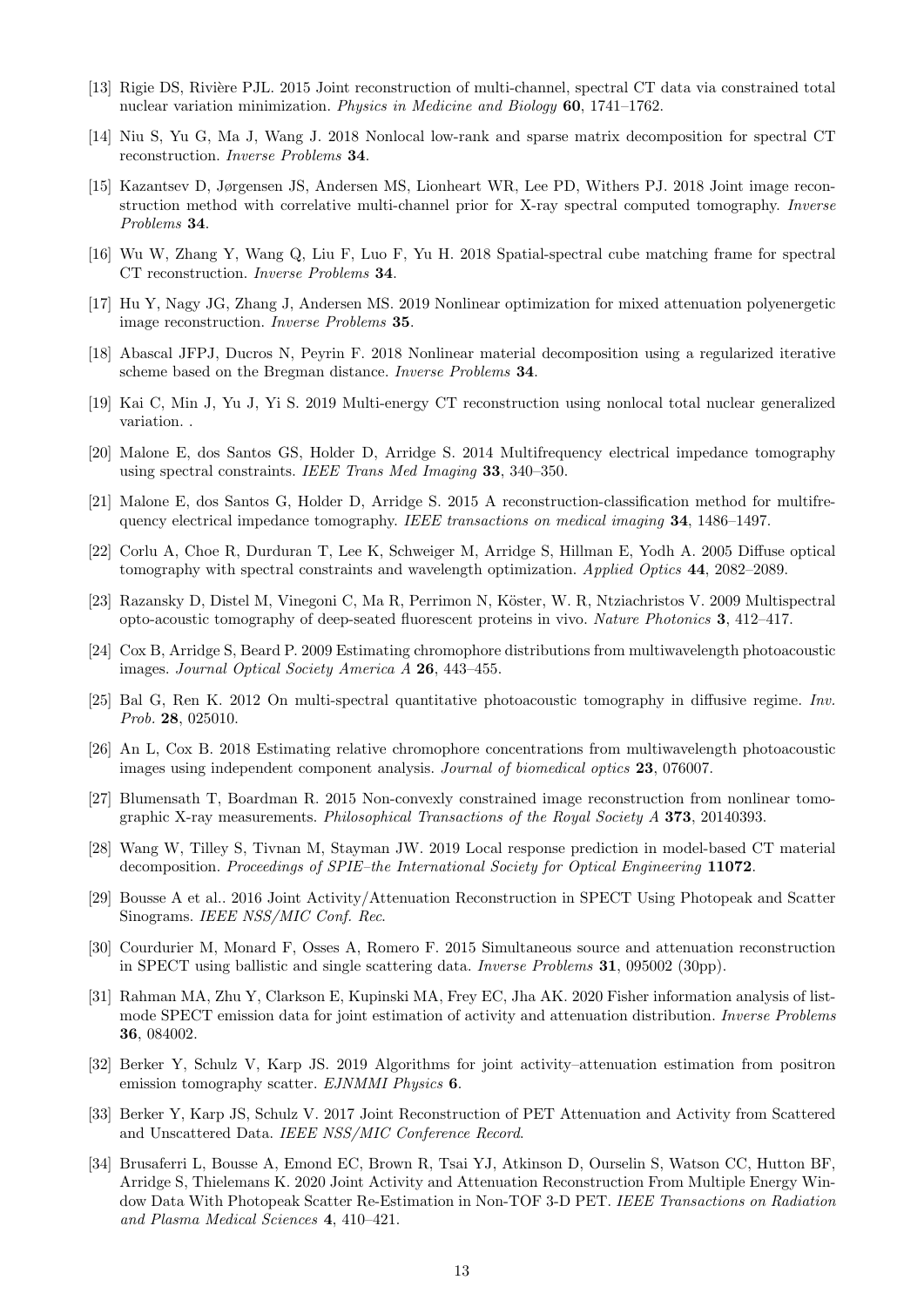[13] Rigie DS, Rivière PJL. 2015 Joint reconstruction of multi-channel, spectral CT data via constrained total nuclear variation minimization. *Physics in Medicine and Biology* **60**, 1741–1762.

[14] Niu S, Yu G, Ma J, Wang J. 2018 Nonlocal low-rank and sparse matrix decomposition for spectral CT reconstruction. *Inverse Problems* **34**.

[15] Kazantsev D, Jørgensen JS, Andersen MS, Lionheart WR, Lee PD, Withers PJ. 2018 Joint image reconstruction method with correlative multi-channel prior for X-ray spectral computed tomography. *Inverse Problems* **34**.

[16] Wu W, Zhang Y, Wang Q, Liu F, Luo F, Yu H. 2018 Spatial-spectral cube matching frame for spectral CT reconstruction. *Inverse Problems* **34**.

[17] Hu Y, Nagy JG, Zhang J, Andersen MS. 2019 Nonlinear optimization for mixed attenuation polyenergetic image reconstruction. *Inverse Problems* **35**.

[18] Abascal JFPJ, Ducros N, Peyrin F. 2018 Nonlinear material decomposition using a regularized iterative scheme based on the Bregman distance. *Inverse Problems* **34**.

[19] Kai C, Min J, Yu J, Yi S. 2019 Multi-energy CT reconstruction using nonlocal total nuclear generalized variation. .

[20] Malone E, dos Santos GS, Holder D, Arridge S. 2014 Multifrequency electrical impedance tomography using spectral constraints. *IEEE Trans Med Imaging* **33**, 340–350.

[21] Malone E, dos Santos G, Holder D, Arridge S. 2015 A reconstruction-classification method for multifrequency electrical impedance tomography. *IEEE transactions on medical imaging* **34**, 1486–1497.

[22] Corlu A, Choe R, Durduran T, Lee K, Schweiger M, Arridge S, Hillman E, Yodh A. 2005 Diffuse optical tomography with spectral constraints and wavelength optimization. *Applied Optics* **44**, 2082–2089.

[23] Razansky D, Distel M, Vinegoni C, Ma R, Perrimon N, Köster, W. R, Ntziachristos V. 2009 Multispectral opto-acoustic tomography of deep-seated fluorescent proteins in vivo. *Nature Photonics* **3**, 412–417.

[24] Cox B, Arridge S, Beard P. 2009 Estimating chromophore distributions from multiwavelength photoacoustic images. *Journal Optical Society America A* **26**, 443–455.

[25] Bal G, Ren K. 2012 On multi-spectral quantitative photoacoustic tomography in diffusive regime. *Inv. Prob.* **28**, 025010.

[26] An L, Cox B. 2018 Estimating relative chromophore concentrations from multiwavelength photoacoustic images using independent component analysis. *Journal of biomedical optics* **23**, 076007.

[27] Blumensath T, Boardman R. 2015 Non-convexly constrained image reconstruction from nonlinear tomographic X-ray measurements. *Philosophical Transactions of the Royal Society A* **373**, 20140393.

[28] Wang W, Tilley S, Tivnan M, Stayman JW. 2019 Local response prediction in model-based CT material decomposition. *Proceedings of SPIE–the International Society for Optical Engineering* **11072**.

[29] Bousse A et al.. 2016 Joint Activity/Attenuation Reconstruction in SPECT Using Photopeak and Scatter Sinograms. *IEEE NSS/MIC Conf. Rec.*

[30] Courdurier M, Monard F, Osses A, Romero F. 2015 Simultaneous source and attenuation reconstruction in SPECT using ballistic and single scattering data. *Inverse Problems* **31**, 095002 (30pp).

[31] Rahman MA, Zhu Y, Clarkson E, Kupinski MA, Frey EC, Jha AK. 2020 Fisher information analysis of list-mode SPECT emission data for joint estimation of activity and attenuation distribution. *Inverse Problems* **36**, 084002.

[32] Berker Y, Schulz V, Karp JS. 2019 Algorithms for joint activity–attenuation estimation from positron emission tomography scatter. *EJNMMI Physics* **6**.

[33] Berker Y, Karp JS, Schulz V. 2017 Joint Reconstruction of PET Attenuation and Activity from Scattered and Unscattered Data. *IEEE NSS/MIC Conference Record*.

[34] Brusaferri L, Bousse A, Emond EC, Brown R, Tsai YJ, Atkinson D, Ourselin S, Watson CC, Hutton BF, Arridge S, Thielemans K. 2020 Joint Activity and Attenuation Reconstruction From Multiple Energy Window Data With Photopeak Scatter Re-Estimation in Non-TOF 3-D PET. *IEEE Transactions on Radiation and Plasma Medical Sciences* **4**, 410–421.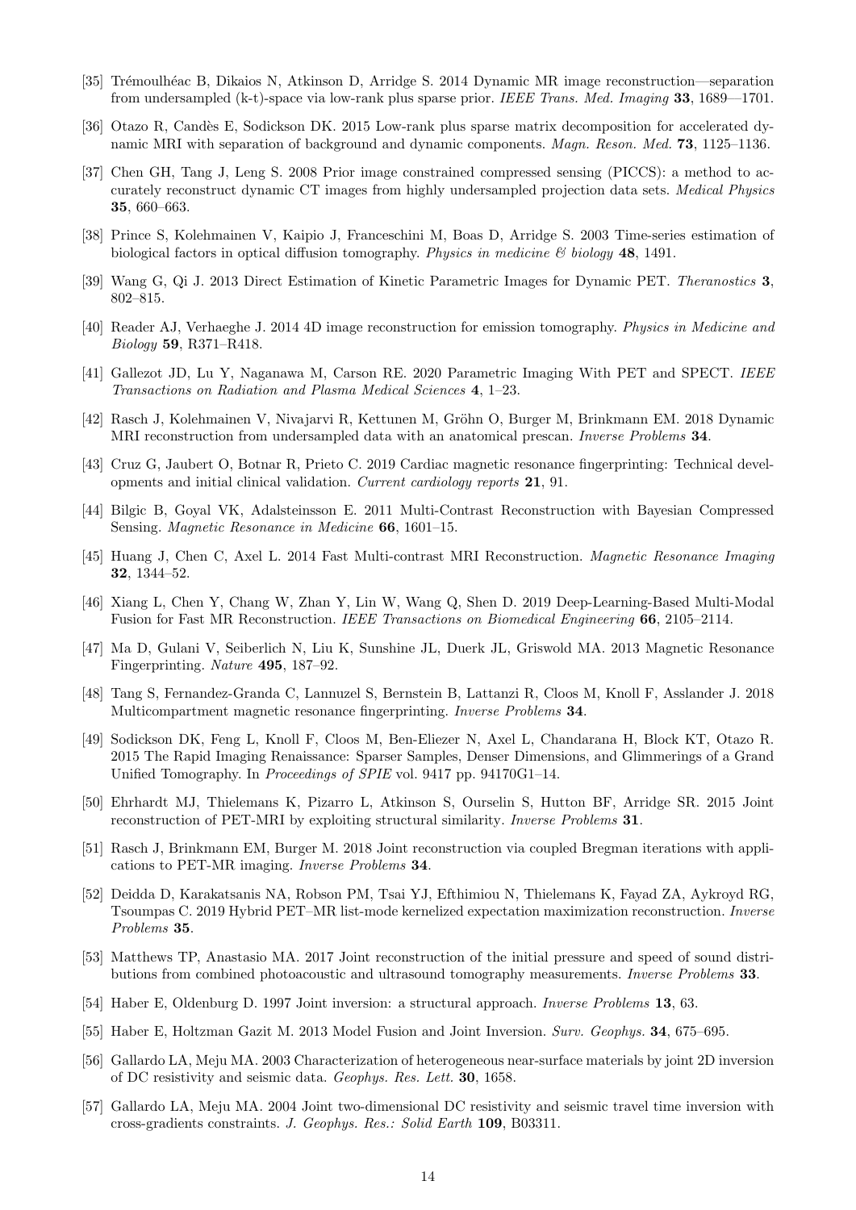[35] Trémoulhéac B, Dikaios N, Atkinson D, Arridge S. 2014 Dynamic MR image reconstruction—separation from undersampled (k-t)-space via low-rank plus sparse prior. *IEEE Trans. Med. Imaging* **33**, 1689—1701.

[36] Otazo R, Candès E, Sodickson DK. 2015 Low-rank plus sparse matrix decomposition for accelerated dynamic MRI with separation of background and dynamic components. *Magn. Reson. Med.* **73**, 1125–1136.

[37] Chen GH, Tang J, Leng S. 2008 Prior image constrained compressed sensing (PICCS): a method to accurately reconstruct dynamic CT images from highly undersampled projection data sets. *Medical Physics* **35**, 660–663.

[38] Prince S, Kolehmainen V, Kaipio J, Franceschini M, Boas D, Arridge S. 2003 Time-series estimation of biological factors in optical diffusion tomography. *Physics in medicine & biology* **48**, 1491.

[39] Wang G, Qi J. 2013 Direct Estimation of Kinetic Parametric Images for Dynamic PET. *Theranostics* **3**, 802–815.

[40] Reader AJ, Verhaeghe J. 2014 4D image reconstruction for emission tomography. *Physics in Medicine and Biology* **59**, R371–R418.

[41] Gallezot JD, Lu Y, Naganawa M, Carson RE. 2020 Parametric Imaging With PET and SPECT. *IEEE Transactions on Radiation and Plasma Medical Sciences* **4**, 1–23.

[42] Rasch J, Kolehmainen V, Nivajarvi R, Kettunen M, Gröhn O, Burger M, Brinkmann EM. 2018 Dynamic MRI reconstruction from undersampled data with an anatomical prescan. *Inverse Problems* **34**.

[43] Cruz G, Jaubert O, Botnar R, Prieto C. 2019 Cardiac magnetic resonance fingerprinting: Technical developments and initial clinical validation. *Current cardiology reports* **21**, 91.

[44] Bilgic B, Goyal VK, Adalsteinsson E. 2011 Multi-Contrast Reconstruction with Bayesian Compressed Sensing. *Magnetic Resonance in Medicine* **66**, 1601–15.

[45] Huang J, Chen C, Axel L. 2014 Fast Multi-contrast MRI Reconstruction. *Magnetic Resonance Imaging* **32**, 1344–52.

[46] Xiang L, Chen Y, Chang W, Zhan Y, Lin W, Wang Q, Shen D. 2019 Deep-Learning-Based Multi-Modal Fusion for Fast MR Reconstruction. *IEEE Transactions on Biomedical Engineering* **66**, 2105–2114.

[47] Ma D, Gulani V, Seiberlich N, Liu K, Sunshine JL, Duerk JL, Griswold MA. 2013 Magnetic Resonance Fingerprinting. *Nature* **495**, 187–92.

[48] Tang S, Fernandez-Granda C, Lannuzel S, Bernstein B, Lattanzi R, Cloos M, Knoll F, Asslander J. 2018 Multicompartment magnetic resonance fingerprinting. *Inverse Problems* **34**.

[49] Sodickson DK, Feng L, Knoll F, Cloos M, Ben-Eliezer N, Axel L, Chandarana H, Block KT, Otazo R. 2015 The Rapid Imaging Renaissance: Sparser Samples, Denser Dimensions, and Glimmerings of a Grand Unified Tomography. In *Proceedings of SPIE* vol. 9417 pp. 94170G1–14.

[50] Ehrhardt MJ, Thielemans K, Pizarro L, Atkinson S, Ourselin S, Hutton BF, Arridge SR. 2015 Joint reconstruction of PET-MRI by exploiting structural similarity. *Inverse Problems* **31**.

[51] Rasch J, Brinkmann EM, Burger M. 2018 Joint reconstruction via coupled Bregman iterations with applications to PET-MR imaging. *Inverse Problems* **34**.

[52] Deidda D, Karakatsanis NA, Robson PM, Tsai YJ, Efthimiou N, Thielemans K, Fayad ZA, Aykroyd RG, Tsoumpas C. 2019 Hybrid PET–MR list-mode kernelized expectation maximization reconstruction. *Inverse Problems* **35**.

[53] Matthews TP, Anastasio MA. 2017 Joint reconstruction of the initial pressure and speed of sound distributions from combined photoacoustic and ultrasound tomography measurements. *Inverse Problems* **33**.

[54] Haber E, Oldenburg D. 1997 Joint inversion: a structural approach. *Inverse Problems* **13**, 63.

[55] Haber E, Holtzman Gazit M. 2013 Model Fusion and Joint Inversion. *Surv. Geophys.* **34**, 675–695.

[56] Gallardo LA, Meju MA. 2003 Characterization of heterogeneous near-surface materials by joint 2D inversion of DC resistivity and seismic data. *Geophys. Res. Lett.* **30**, 1658.

[57] Gallardo LA, Meju MA. 2004 Joint two-dimensional DC resistivity and seismic travel time inversion with cross-gradients constraints. *J. Geophys. Res.: Solid Earth* **109**, B03311.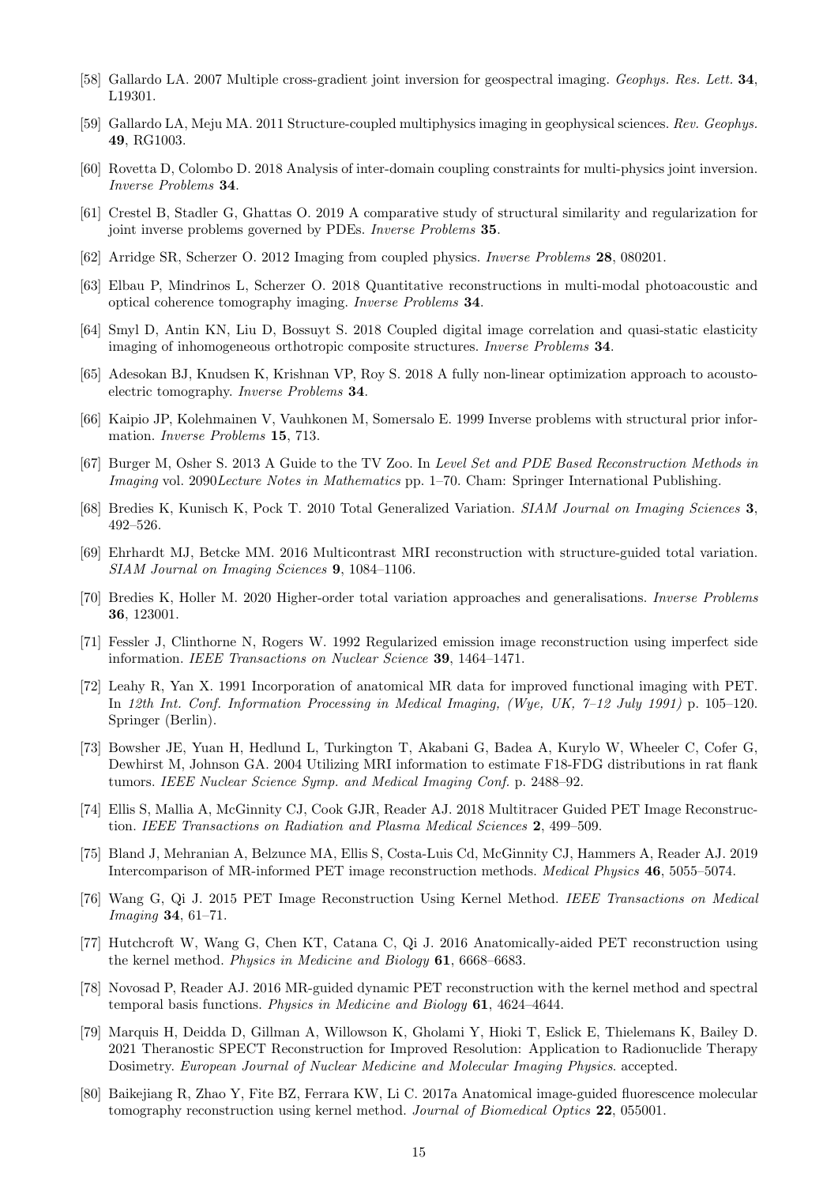[58] Gallardo LA. 2007 Multiple cross-gradient joint inversion for geospectral imaging. *Geophys. Res. Lett.* **34**, L19301.

[59] Gallardo LA, Meju MA. 2011 Structure-coupled multiphysics imaging in geophysical sciences. *Rev. Geophys.* **49**, RG1003.

[60] Rovetta D, Colombo D. 2018 Analysis of inter-domain coupling constraints for multi-physics joint inversion. *Inverse Problems* **34**.

[61] Crestel B, Stadler G, Ghattas O. 2019 A comparative study of structural similarity and regularization for joint inverse problems governed by PDEs. *Inverse Problems* **35**.

[62] Arridge SR, Scherzer O. 2012 Imaging from coupled physics. *Inverse Problems* **28**, 080201.

[63] Elbau P, Mindrinos L, Scherzer O. 2018 Quantitative reconstructions in multi-modal photoacoustic and optical coherence tomography imaging. *Inverse Problems* **34**.

[64] Smyl D, Antin KN, Liu D, Bossuyt S. 2018 Coupled digital image correlation and quasi-static elasticity imaging of inhomogeneous orthotropic composite structures. *Inverse Problems* **34**.

[65] Adesokan BJ, Knudsen K, Krishnan VP, Roy S. 2018 A fully non-linear optimization approach to acousto-electric tomography. *Inverse Problems* **34**.

[66] Kaipio JP, Kolehmainen V, Vauhkonen M, Somersalo E. 1999 Inverse problems with structural prior information. *Inverse Problems* **15**, 713.

[67] Burger M, Osher S. 2013 A Guide to the TV Zoo. In *Level Set and PDE Based Reconstruction Methods in Imaging* vol. 2090*Lecture Notes in Mathematics* pp. 1–70. Cham: Springer International Publishing.

[68] Bredies K, Kunisch K, Pock T. 2010 Total Generalized Variation. *SIAM Journal on Imaging Sciences* **3**, 492–526.

[69] Ehrhardt MJ, Betcke MM. 2016 Multicontrast MRI reconstruction with structure-guided total variation. *SIAM Journal on Imaging Sciences* **9**, 1084–1106.

[70] Bredies K, Holler M. 2020 Higher-order total variation approaches and generalisations. *Inverse Problems* **36**, 123001.

[71] Fessler J, Clinthorne N, Rogers W. 1992 Regularized emission image reconstruction using imperfect side information. *IEEE Transactions on Nuclear Science* **39**, 1464–1471.

[72] Leahy R, Yan X. 1991 Incorporation of anatomical MR data for improved functional imaging with PET. In *12th Int. Conf. Information Processing in Medical Imaging, (Wye, UK, 7–12 July 1991)* p. 105–120. Springer (Berlin).

[73] Bowsher JE, Yuan H, Hedlund L, Turkington T, Akabani G, Badea A, Kurylo W, Wheeler C, Cofer G, Dewhirst M, Johnson GA. 2004 Utilizing MRI information to estimate F18-FDG distributions in rat flank tumors. *IEEE Nuclear Science Symp. and Medical Imaging Conf.* p. 2488–92.

[74] Ellis S, Mallia A, McGinnity CJ, Cook GJR, Reader AJ. 2018 Multitracer Guided PET Image Reconstruction. *IEEE Transactions on Radiation and Plasma Medical Sciences* **2**, 499–509.

[75] Bland J, Mehranian A, Belzunce MA, Ellis S, Costa-Luis Cd, McGinnity CJ, Hammers A, Reader AJ. 2019 Intercomparison of MR-informed PET image reconstruction methods. *Medical Physics* **46**, 5055–5074.

[76] Wang G, Qi J. 2015 PET Image Reconstruction Using Kernel Method. *IEEE Transactions on Medical Imaging* **34**, 61–71.

[77] Hutchcroft W, Wang G, Chen KT, Catana C, Qi J. 2016 Anatomically-aided PET reconstruction using the kernel method. *Physics in Medicine and Biology* **61**, 6668–6683.

[78] Novosad P, Reader AJ. 2016 MR-guided dynamic PET reconstruction with the kernel method and spectral temporal basis functions. *Physics in Medicine and Biology* **61**, 4624–4644.

[79] Marquis H, Deidda D, Gillman A, Willowson K, Gholami Y, Hioki T, Eslick E, Thielemans K, Bailey D. 2021 Theranostic SPECT Reconstruction for Improved Resolution: Application to Radionuclide Therapy Dosimetry. *European Journal of Nuclear Medicine and Molecular Imaging Physics.* accepted.

[80] Baikejiang R, Zhao Y, Fite BZ, Ferrara KW, Li C. 2017a Anatomical image-guided fluorescence molecular tomography reconstruction using kernel method. *Journal of Biomedical Optics* **22**, 055001.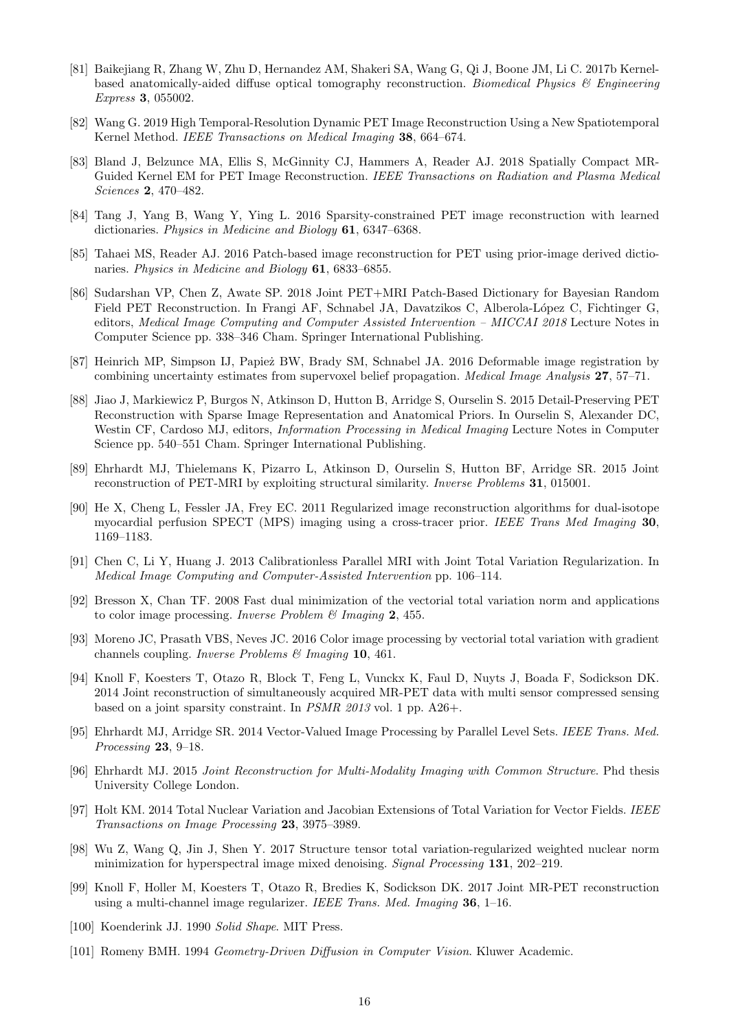[81] Baikejiang R, Zhang W, Zhu D, Hernandez AM, Shakeri SA, Wang G, Qi J, Boone JM, Li C. 2017b Kernel-based anatomically-aided diffuse optical tomography reconstruction. *Biomedical Physics & Engineering Express* **3**, 055002.

[82] Wang G. 2019 High Temporal-Resolution Dynamic PET Image Reconstruction Using a New Spatiotemporal Kernel Method. *IEEE Transactions on Medical Imaging* **38**, 664–674.

[83] Bland J, Belzunce MA, Ellis S, McGinnity CJ, Hammers A, Reader AJ. 2018 Spatially Compact MR-Guided Kernel EM for PET Image Reconstruction. *IEEE Transactions on Radiation and Plasma Medical Sciences* **2**, 470–482.

[84] Tang J, Yang B, Wang Y, Ying L. 2016 Sparsity-constrained PET image reconstruction with learned dictionaries. *Physics in Medicine and Biology* **61**, 6347–6368.

[85] Tahaei MS, Reader AJ. 2016 Patch-based image reconstruction for PET using prior-image derived dictionaries. *Physics in Medicine and Biology* **61**, 6833–6855.

[86] Sudarshan VP, Chen Z, Awate SP. 2018 Joint PET+MRI Patch-Based Dictionary for Bayesian Random Field PET Reconstruction. In Frangi AF, Schnabel JA, Davatzikos C, Alberola-López C, Fichtinger G, editors, *Medical Image Computing and Computer Assisted Intervention – MICCAI 2018* Lecture Notes in Computer Science pp. 338–346 Cham. Springer International Publishing.

[87] Heinrich MP, Simpson IJ, Papież BW, Brady SM, Schnabel JA. 2016 Deformable image registration by combining uncertainty estimates from supervoxel belief propagation. *Medical Image Analysis* **27**, 57–71.

[88] Jiao J, Markiewicz P, Burgos N, Atkinson D, Hutton B, Arridge S, Ourselin S. 2015 Detail-Preserving PET Reconstruction with Sparse Image Representation and Anatomical Priors. In Ourselin S, Alexander DC, Westin CF, Cardoso MJ, editors, *Information Processing in Medical Imaging* Lecture Notes in Computer Science pp. 540–551 Cham. Springer International Publishing.

[89] Ehrhardt MJ, Thielemans K, Pizarro L, Atkinson D, Ourselin S, Hutton BF, Arridge SR. 2015 Joint reconstruction of PET-MRI by exploiting structural similarity. *Inverse Problems* **31**, 015001.

[90] He X, Cheng L, Fessler JA, Frey EC. 2011 Regularized image reconstruction algorithms for dual-isotope myocardial perfusion SPECT (MPS) imaging using a cross-tracer prior. *IEEE Trans Med Imaging* **30**, 1169–1183.

[91] Chen C, Li Y, Huang J. 2013 Calibrationless Parallel MRI with Joint Total Variation Regularization. In *Medical Image Computing and Computer-Assisted Intervention* pp. 106–114.

[92] Bresson X, Chan TF. 2008 Fast dual minimization of the vectorial total variation norm and applications to color image processing. *Inverse Problem & Imaging* **2**, 455.

[93] Moreno JC, Prasath VBS, Neves JC. 2016 Color image processing by vectorial total variation with gradient channels coupling. *Inverse Problems & Imaging* **10**, 461.

[94] Knoll F, Koesters T, Otazo R, Block T, Feng L, Vunckx K, Faul D, Nuyts J, Boada F, Sodickson DK. 2014 Joint reconstruction of simultaneously acquired MR-PET data with multi sensor compressed sensing based on a joint sparsity constraint. In *PSMR 2013* vol. 1 pp. A26+.

[95] Ehrhardt MJ, Arridge SR. 2014 Vector-Valued Image Processing by Parallel Level Sets. *IEEE Trans. Med. Processing* **23**, 9–18.

[96] Ehrhardt MJ. 2015 *Joint Reconstruction for Multi-Modality Imaging with Common Structure*. Phd thesis University College London.

[97] Holt KM. 2014 Total Nuclear Variation and Jacobian Extensions of Total Variation for Vector Fields. *IEEE Transactions on Image Processing* **23**, 3975–3989.

[98] Wu Z, Wang Q, Jin J, Shen Y. 2017 Structure tensor total variation-regularized weighted nuclear norm minimization for hyperspectral image mixed denoising. *Signal Processing* **131**, 202–219.

[99] Knoll F, Holler M, Koesters T, Otazo R, Bredies K, Sodickson DK. 2017 Joint MR-PET reconstruction using a multi-channel image regularizer. *IEEE Trans. Med. Imaging* **36**, 1–16.

[100] Koenderink JJ. 1990 *Solid Shape*. MIT Press.

[101] Romeny BMH. 1994 *Geometry-Driven Diffusion in Computer Vision*. Kluwer Academic.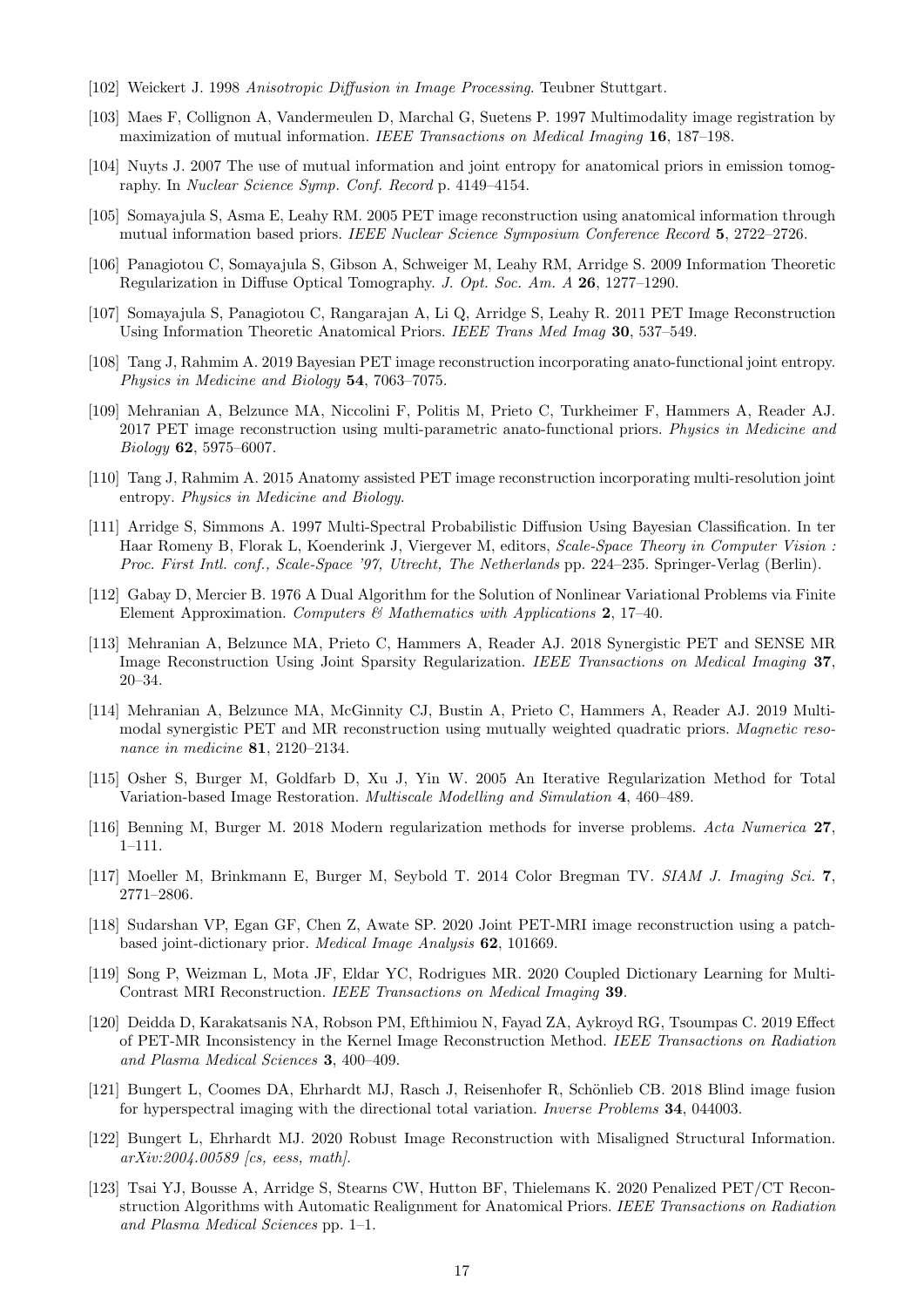[102] Weickert J. 1998 *Anisotropic Diffusion in Image Processing*. Teubner Stuttgart.

[103] Maes F, Collignon A, Vandermeulen D, Marchal G, Suetens P. 1997 Multimodality image registration by maximization of mutual information. *IEEE Transactions on Medical Imaging* **16**, 187–198.

[104] Nuyts J. 2007 The use of mutual information and joint entropy for anatomical priors in emission tomography. In *Nuclear Science Symp. Conf. Record* p. 4149–4154.

[105] Somayajula S, Asma E, Leahy RM. 2005 PET image reconstruction using anatomical information through mutual information based priors. *IEEE Nuclear Science Symposium Conference Record* **5**, 2722–2726.

[106] Panagiotou C, Somayajula S, Gibson A, Schweiger M, Leahy RM, Arridge S. 2009 Information Theoretic Regularization in Diffuse Optical Tomography. *J. Opt. Soc. Am. A* **26**, 1277–1290.

[107] Somayajula S, Panagiotou C, Rangarajan A, Li Q, Arridge S, Leahy R. 2011 PET Image Reconstruction Using Information Theoretic Anatomical Priors. *IEEE Trans Med Imag* **30**, 537–549.

[108] Tang J, Rahmim A. 2019 Bayesian PET image reconstruction incorporating anato-functional joint entropy. *Physics in Medicine and Biology* **54**, 7063–7075.

[109] Mehranian A, Belzunce MA, Niccolini F, Politis M, Prieto C, Turkheimer F, Hammers A, Reader AJ. 2017 PET image reconstruction using multi-parametric anato-functional priors. *Physics in Medicine and Biology* **62**, 5975–6007.

[110] Tang J, Rahmim A. 2015 Anatomy assisted PET image reconstruction incorporating multi-resolution joint entropy. *Physics in Medicine and Biology*.

[111] Arridge S, Simmons A. 1997 Multi-Spectral Probabilistic Diffusion Using Bayesian Classification. In ter Haar Romeny B, Florak L, Koenderink J, Viergever M, editors, *Scale-Space Theory in Computer Vision : Proc. First Intl. conf., Scale-Space '97, Utrecht, The Netherlands* pp. 224–235. Springer-Verlag (Berlin).

[112] Gabay D, Mercier B. 1976 A Dual Algorithm for the Solution of Nonlinear Variational Problems via Finite Element Approximation. *Computers & Mathematics with Applications* **2**, 17–40.

[113] Mehranian A, Belzunce MA, Prieto C, Hammers A, Reader AJ. 2018 Synergistic PET and SENSE MR Image Reconstruction Using Joint Sparsity Regularization. *IEEE Transactions on Medical Imaging* **37**, 20–34.

[114] Mehranian A, Belzunce MA, McGinnity CJ, Bustin A, Prieto C, Hammers A, Reader AJ. 2019 Multimodal synergistic PET and MR reconstruction using mutually weighted quadratic priors. *Magnetic resonance in medicine* **81**, 2120–2134.

[115] Osher S, Burger M, Goldfarb D, Xu J, Yin W. 2005 An Iterative Regularization Method for Total Variation-based Image Restoration. *Multiscale Modelling and Simulation* **4**, 460–489.

[116] Benning M, Burger M. 2018 Modern regularization methods for inverse problems. *Acta Numerica* **27**, 1–111.

[117] Moeller M, Brinkmann E, Burger M, Seybold T. 2014 Color Bregman TV. *SIAM J. Imaging Sci.* **7**, 2771–2806.

[118] Sudarshan VP, Egan GF, Chen Z, Awate SP. 2020 Joint PET-MRI image reconstruction using a patch-based joint-dictionary prior. *Medical Image Analysis* **62**, 101669.

[119] Song P, Weizman L, Mota JF, Eldar YC, Rodrigues MR. 2020 Coupled Dictionary Learning for Multi-Contrast MRI Reconstruction. *IEEE Transactions on Medical Imaging* **39**.

[120] Deidda D, Karakatsanis NA, Robson PM, Efthimiou N, Fayad ZA, Aykroyd RG, Tsoumpas C. 2019 Effect of PET-MR Inconsistency in the Kernel Image Reconstruction Method. *IEEE Transactions on Radiation and Plasma Medical Sciences* **3**, 400–409.

[121] Bungert L, Coomes DA, Ehrhardt MJ, Rasch J, Reisenhofer R, Schönlieb CB. 2018 Blind image fusion for hyperspectral imaging with the directional total variation. *Inverse Problems* **34**, 044003.

[122] Bungert L, Ehrhardt MJ. 2020 Robust Image Reconstruction with Misaligned Structural Information. *arXiv:2004.00589 [cs, eess, math]*.

[123] Tsai YJ, Bousse A, Arridge S, Stearns CW, Hutton BF, Thielemans K. 2020 Penalized PET/CT Reconstruction Algorithms with Automatic Realignment for Anatomical Priors. *IEEE Transactions on Radiation and Plasma Medical Sciences* pp. 1–1.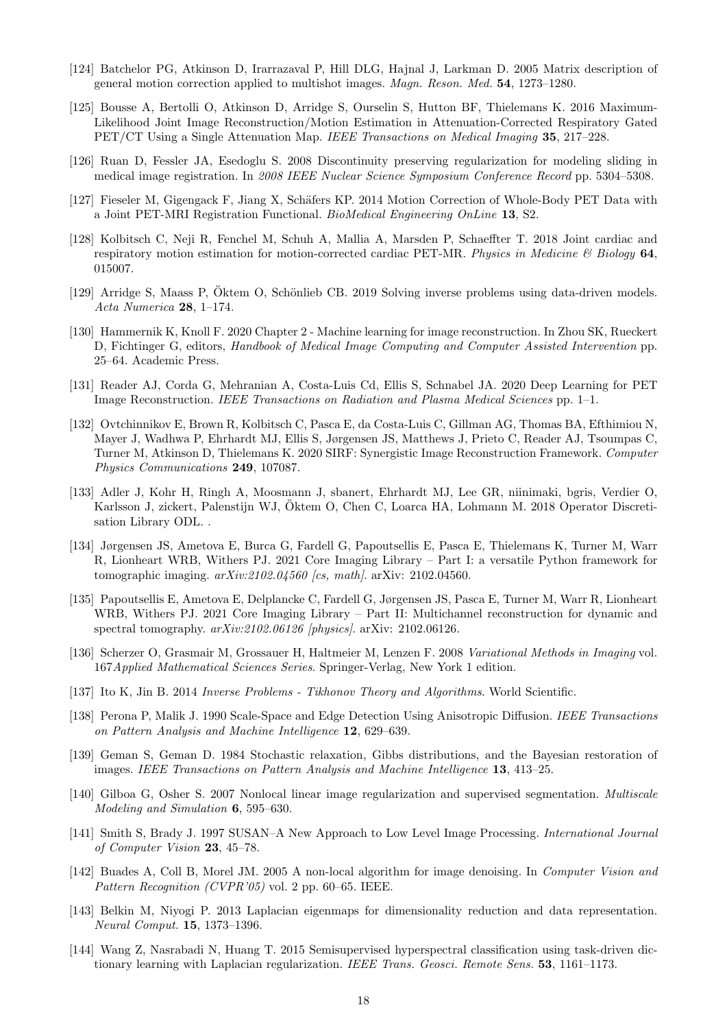[124] Batchelor PG, Atkinson D, Irarrazaval P, Hill DLG, Hajnal J, Larkman D. 2005 Matrix description of general motion correction applied to multishot images. *Magn. Reson. Med.* **54**, 1273–1280.

[125] Bousse A, Bertolli O, Atkinson D, Arridge S, Ourselin S, Hutton BF, Thielemans K. 2016 Maximum-Likelihood Joint Image Reconstruction/Motion Estimation in Attenuation-Corrected Respiratory Gated PET/CT Using a Single Attenuation Map. *IEEE Transactions on Medical Imaging* **35**, 217–228.

[126] Ruan D, Fessler JA, Esedoglu S. 2008 Discontinuity preserving regularization for modeling sliding in medical image registration. In *2008 IEEE Nuclear Science Symposium Conference Record* pp. 5304–5308.

[127] Fieseler M, Gigengack F, Jiang X, Schäfers KP. 2014 Motion Correction of Whole-Body PET Data with a Joint PET-MRI Registration Functional. *BioMedical Engineering OnLine* **13**, S2.

[128] Kolbitsch C, Neji R, Fenchel M, Schuh A, Mallia A, Marsden P, Schaeffter T. 2018 Joint cardiac and respiratory motion estimation for motion-corrected cardiac PET-MR. *Physics in Medicine & Biology* **64**, 015007.

[129] Arridge S, Maass P, Öktem O, Schönlieb CB. 2019 Solving inverse problems using data-driven models. *Acta Numerica* **28**, 1–174.

[130] Hammernik K, Knoll F. 2020 Chapter 2 - Machine learning for image reconstruction. In Zhou SK, Rueckert D, Fichtinger G, editors, *Handbook of Medical Image Computing and Computer Assisted Intervention* pp. 25–64. Academic Press.

[131] Reader AJ, Corda G, Mehranian A, Costa-Luis Cd, Ellis S, Schnabel JA. 2020 Deep Learning for PET Image Reconstruction. *IEEE Transactions on Radiation and Plasma Medical Sciences* pp. 1–1.

[132] Ovtchinnikov E, Brown R, Kolbitsch C, Pasca E, da Costa-Luis C, Gillman AG, Thomas BA, Efthimiou N, Mayer J, Wadhwa P, Ehrhardt MJ, Ellis S, Jørgensen JS, Matthews J, Prieto C, Reader AJ, Tsoumpas C, Turner M, Atkinson D, Thielemans K. 2020 SIRF: Synergistic Image Reconstruction Framework. *Computer Physics Communications* **249**, 107087.

[133] Adler J, Kohr H, Ringh A, Moosmann J, sbanert, Ehrhardt MJ, Lee GR, niinimaki, bgris, Verdier O, Karlsson J, zickert, Palenstijn WJ, Öktem O, Chen C, Loarca HA, Lohmann M. 2018 Operator Discretisation Library ODL. .

[134] Jørgensen JS, Ametova E, Burca G, Fardell G, Papoutsellis E, Pasca E, Thielemans K, Turner M, Warr R, Lionheart WRB, Withers PJ. 2021 Core Imaging Library – Part I: a versatile Python framework for tomographic imaging. *arXiv:2102.04560 [cs, math]*. arXiv: 2102.04560.

[135] Papoutsellis E, Ametova E, Delplancke C, Fardell G, Jørgensen JS, Pasca E, Turner M, Warr R, Lionheart WRB, Withers PJ. 2021 Core Imaging Library – Part II: Multichannel reconstruction for dynamic and spectral tomography. *arXiv:2102.06126 [physics]*. arXiv: 2102.06126.

[136] Scherzer O, Grasmair M, Grossauer H, Haltmeier M, Lenzen F. 2008 *Variational Methods in Imaging* vol. 167*Applied Mathematical Sciences Series*. Springer-Verlag, New York 1 edition.

[137] Ito K, Jin B. 2014 *Inverse Problems - Tikhonov Theory and Algorithms*. World Scientific.

[138] Perona P, Malik J. 1990 Scale-Space and Edge Detection Using Anisotropic Diffusion. *IEEE Transactions on Pattern Analysis and Machine Intelligence* **12**, 629–639.

[139] Geman S, Geman D. 1984 Stochastic relaxation, Gibbs distributions, and the Bayesian restoration of images. *IEEE Transactions on Pattern Analysis and Machine Intelligence* **13**, 413–25.

[140] Gilboa G, Osher S. 2007 Nonlocal linear image regularization and supervised segmentation. *Multiscale Modeling and Simulation* **6**, 595–630.

[141] Smith S, Brady J. 1997 SUSAN–A New Approach to Low Level Image Processing. *International Journal of Computer Vision* **23**, 45–78.

[142] Buades A, Coll B, Morel JM. 2005 A non-local algorithm for image denoising. In *Computer Vision and Pattern Recognition (CVPR'05)* vol. 2 pp. 60–65. IEEE.

[143] Belkin M, Niyogi P. 2013 Laplacian eigenmaps for dimensionality reduction and data representation. *Neural Comput.* **15**, 1373–1396.

[144] Wang Z, Nasrabadi N, Huang T. 2015 Semisupervised hyperspectral classification using task-driven dictionary learning with Laplacian regularization. *IEEE Trans. Geosci. Remote Sens.* **53**, 1161–1173.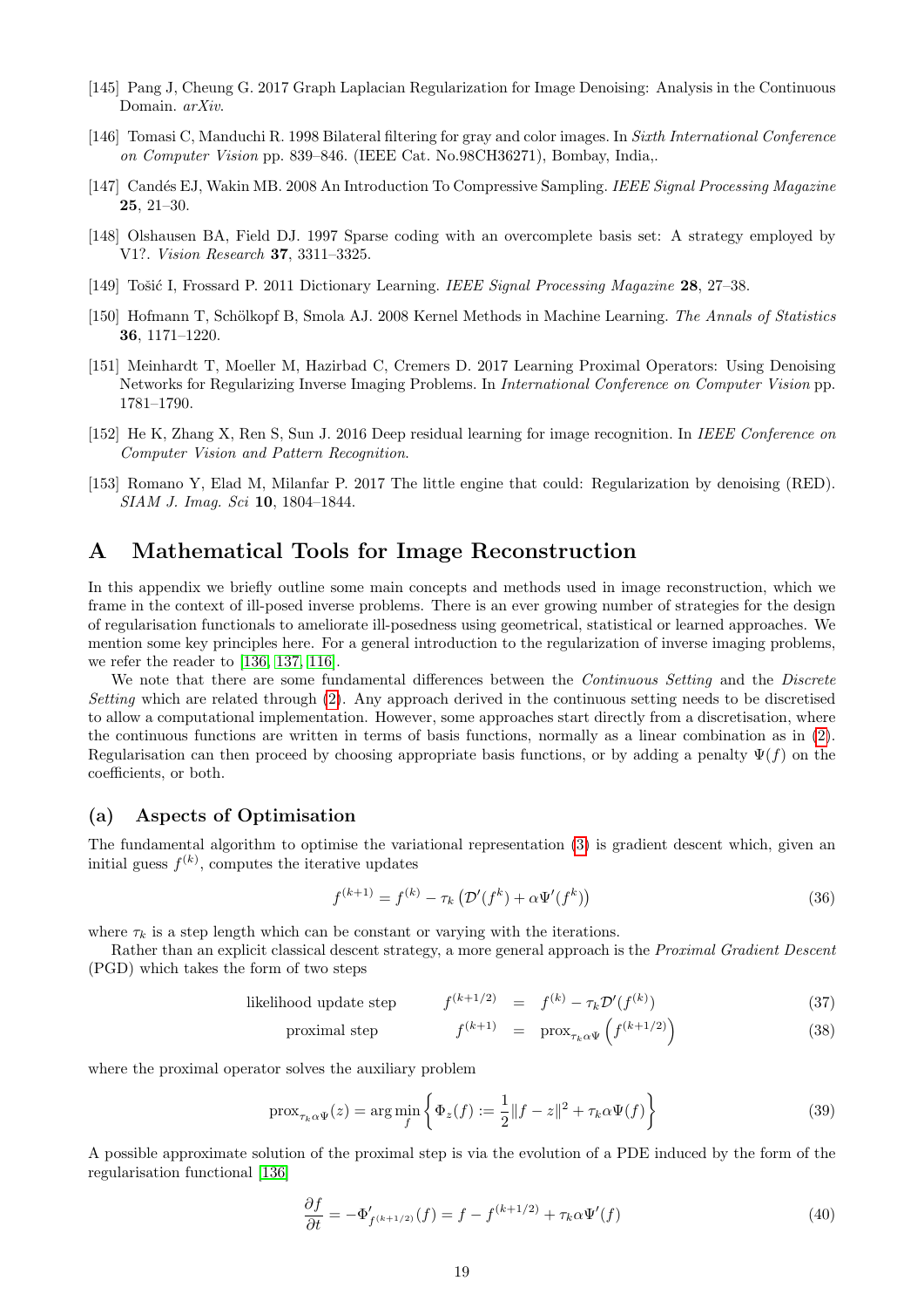[145] Pang J, Cheung G. 2017 Graph Laplacian Regularization for Image Denoising: Analysis in the Continuous Domain. *arXiv*.

[146] Tomasi C, Manduchi R. 1998 Bilateral filtering for gray and color images. In *Sixth International Conference on Computer Vision* pp. 839–846. (IEEE Cat. No.98CH36271), Bombay, India,.

[147] Candés EJ, Wakin MB. 2008 An Introduction To Compressive Sampling. *IEEE Signal Processing Magazine* **25**, 21–30.

[148] Olshausen BA, Field DJ. 1997 Sparse coding with an overcomplete basis set: A strategy employed by V1?. *Vision Research* **37**, 3311–3325.

[149] Tošić I, Frossard P. 2011 Dictionary Learning. *IEEE Signal Processing Magazine* **28**, 27–38.

[150] Hofmann T, Schölkopf B, Smola AJ. 2008 Kernel Methods in Machine Learning. *The Annals of Statistics* **36**, 1171–1220.

[151] Meinhardt T, Moeller M, Hazirbad C, Cremers D. 2017 Learning Proximal Operators: Using Denoising Networks for Regularizing Inverse Imaging Problems. In *International Conference on Computer Vision* pp. 1781–1790.

[152] He K, Zhang X, Ren S, Sun J. 2016 Deep residual learning for image recognition. In *IEEE Conference on Computer Vision and Pattern Recognition*.

[153] Romano Y, Elad M, Milanfar P. 2017 The little engine that could: Regularization by denoising (RED). *SIAM J. Imag. Sci* **10**, 1804–1844.

# A Mathematical Tools for Image Reconstruction

In this appendix we briefly outline some main concepts and methods used in image reconstruction, which we frame in the context of ill-posed inverse problems. There is an ever growing number of strategies for the design of regularisation functionals to ameliorate ill-posedness using geometrical, statistical or learned approaches. We mention some key principles here. For a general introduction to the regularization of inverse imaging problems, we refer the reader to [136, 137, 116].

We note that there are some fundamental differences between the *Continuous Setting* and the *Discrete Setting* which are related through (2). Any approach derived in the continuous setting needs to be discretised to allow a computational implementation. However, some approaches start directly from a discretisation, where the continuous functions are written in terms of basis functions, normally as a linear combination as in (2). Regularisation can then proceed by choosing appropriate basis functions, or by adding a penalty $\Psi(f)$ on the coefficients, or both.

## (a) Aspects of Optimisation

The fundamental algorithm to optimise the variational representation (3) is gradient descent which, given an initial guess $f^{(k)}$, computes the iterative updates

$$f^{(k+1)} = f^{(k)} - \tau_k \left(\mathcal{D}'(f^k) + \alpha\Psi'(f^k)\right) \tag{36}$$

where $\tau_k$ is a step length which can be constant or varying with the iterations.

Rather than an explicit classical descent strategy, a more general approach is the *Proximal Gradient Descent* (PGD) which takes the form of two steps

$$\begin{aligned} &\text{likelihood update step} \qquad & f^{(k+1/2)} &= f^{(k)} - \tau_k \mathcal{D}'(f^{(k)}) \qquad (37)\\ &\text{proximal step} \qquad & f^{(k+1)} &= \text{prox}_{\tau_k\alpha\Psi}\left(f^{(k+1/2)}\right) \qquad (38) \end{aligned}$$

where the proximal operator solves the auxiliary problem

$$\text{prox}_{\tau_k\alpha\Psi}(z) = \arg\min_f \left\{ \Phi_z(f) := \frac{1}{2}\|f - z\|^2 + \tau_k\alpha\Psi(f) \right\} \tag{39}$$

A possible approximate solution of the proximal step is via the evolution of a PDE induced by the form of the regularisation functional [136]

$$\frac{\partial f}{\partial t} = -\Phi'_{f^{(k+1/2)}}(f) = f - f^{(k+1/2)} + \tau_k\alpha\Psi'(f) \tag{40}$$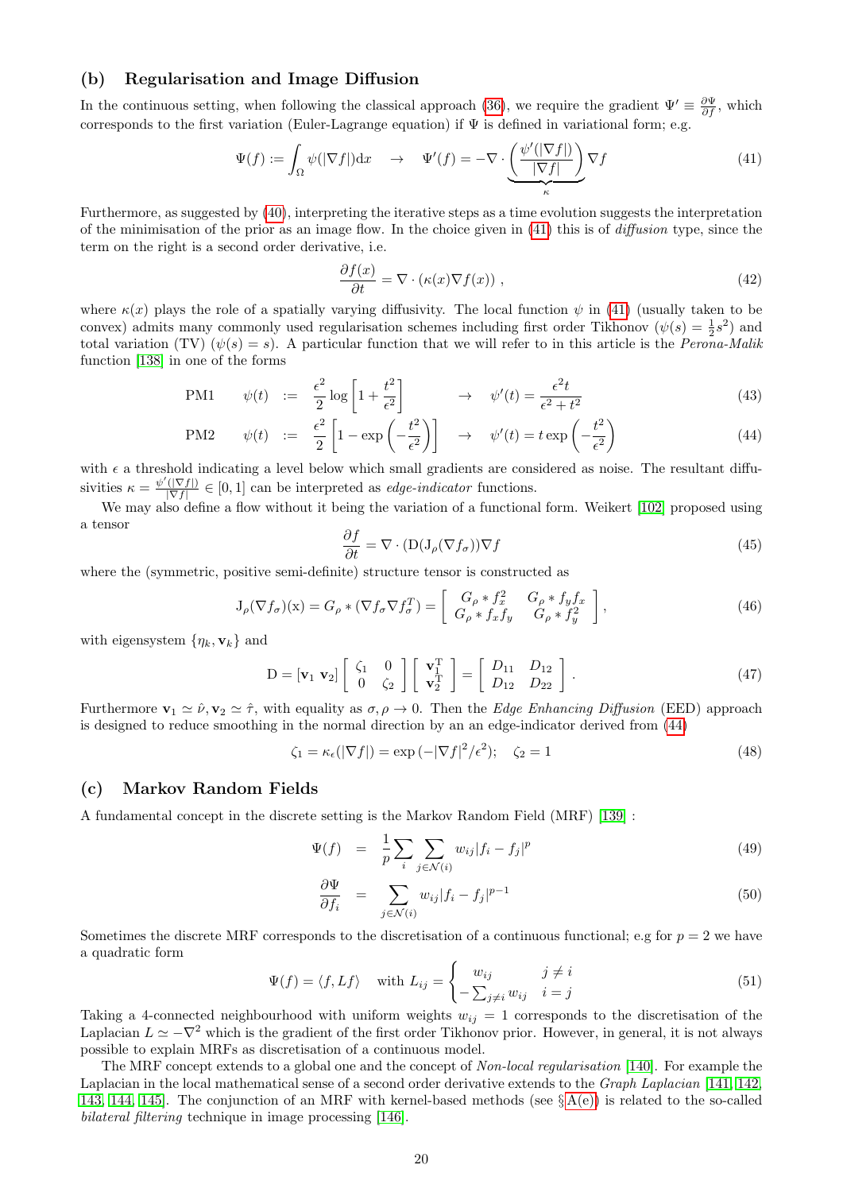### (b) Regularisation and Image Diffusion

In the continuous setting, when following the classical approach (36), we require the gradient $\Psi' \equiv \frac{\partial \Psi}{\partial f}$, which corresponds to the first variation (Euler-Lagrange equation) if $\Psi$ is defined in variational form; e.g.

$$\Psi(f) := \int_\Omega \psi(|\nabla f|)\mathrm{d}x \quad \to \quad \Psi'(f) = -\nabla \cdot \underbrace{\left(\frac{\psi'(|\nabla f|)}{|\nabla f|}\right)}_{\kappa} \nabla f \tag{41}$$

Furthermore, as suggested by (40), interpreting the iterative steps as a time evolution suggests the interpretation of the minimisation of the prior as an image flow. In the choice given in (41) this is of *diffusion* type, since the term on the right is a second order derivative, i.e.

$$\frac{\partial f(x)}{\partial t} = \nabla \cdot (\kappa(x) \nabla f(x)) \,, \tag{42}$$

where $\kappa(x)$ plays the role of a spatially varying diffusivity. The local function $\psi$ in (41) (usually taken to be convex) admits many commonly used regularisation schemes including first order Tikhonov ($\psi(s) = \frac{1}{2}s^2$) and total variation (TV) ($\psi(s) = s$). A particular function that we will refer to in this article is the *Perona-Malik* function [138] in one of the forms

$$\text{PM1} \qquad \psi(t) \;:=\; \frac{\epsilon^2}{2}\log\left[1 + \frac{t^2}{\epsilon^2}\right] \qquad \to \quad \psi'(t) = \frac{\epsilon^2 t}{\epsilon^2 + t^2} \tag{43}$$

$$\text{PM2} \qquad \psi(t) \;:=\; \frac{\epsilon^2}{2}\left[1 - \exp\left(-\frac{t^2}{\epsilon^2}\right)\right] \quad \to \quad \psi'(t) = t \exp\left(-\frac{t^2}{\epsilon^2}\right) \tag{44}$$

with $\epsilon$ a threshold indicating a level below which small gradients are considered as noise. The resultant diffusivities $\kappa = \frac{\psi'(|\nabla f|)}{|\nabla f|} \in [0,1]$ can be interpreted as *edge-indicator* functions.

We may also define a flow without it being the variation of a functional form. Weikert [102] proposed using a tensor

$$\frac{\partial f}{\partial t} = \nabla \cdot (\mathrm{D}(\mathrm{J}_\rho(\nabla f_\sigma))\nabla f \tag{45}$$

where the (symmetric, positive semi-definite) structure tensor is constructed as

$$\mathrm{J}_\rho(\nabla f_\sigma)(\mathrm{x}) = G_\rho * (\nabla f_\sigma \nabla f_\sigma^T) = \begin{bmatrix} G_\rho * f_x^2 & G_\rho * f_y f_x \\ G_\rho * f_x f_y & G_\rho * f_y^2 \end{bmatrix}, \tag{46}$$

with eigensystem $\{\eta_k, \mathbf{v}_k\}$ and

$$\mathrm{D} = [\mathbf{v}_1 \; \mathbf{v}_2] \begin{bmatrix} \zeta_1 & 0 \\ 0 & \zeta_2 \end{bmatrix} \begin{bmatrix} \mathbf{v}_1^{\mathrm{T}} \\ \mathbf{v}_2^{\mathrm{T}} \end{bmatrix} = \begin{bmatrix} D_{11} & D_{12} \\ D_{12} & D_{22} \end{bmatrix}. \tag{47}$$

Furthermore $\mathbf{v}_1 \simeq \hat{\nu}, \mathbf{v}_2 \simeq \hat{\tau}$, with equality as $\sigma, \rho \to 0$. Then the *Edge Enhancing Diffusion* (EED) approach is designed to reduce smoothing in the normal direction by an an edge-indicator derived from (44)

$$\zeta_1 = \kappa_\epsilon(|\nabla f|) = \exp\left(-|\nabla f|^2/\epsilon^2\right); \quad \zeta_2 = 1 \tag{48}$$

### (c) Markov Random Fields

A fundamental concept in the discrete setting is the Markov Random Field (MRF) [139] :

$$\Psi(f) \;=\; \frac{1}{p}\sum_i \sum_{j \in \mathcal{N}(i)} w_{ij}|f_i - f_j|^p \tag{49}$$

$$\frac{\partial \Psi}{\partial f_i} \;=\; \sum_{j \in \mathcal{N}(i)} w_{ij}|f_i - f_j|^{p-1} \tag{50}$$

Sometimes the discrete MRF corresponds to the discretisation of a continuous functional; e.g for $p = 2$ we have a quadratic form

$$\Psi(f) = \langle f, Lf \rangle \quad \text{with } L_{ij} = \begin{cases} w_{ij} & j \neq i \\ -\sum_{j \neq i} w_{ij} & i = j \end{cases} \tag{51}$$

Taking a 4-connected neighbourhood with uniform weights $w_{ij} = 1$ corresponds to the discretisation of the Laplacian $L \simeq -\nabla^2$ which is the gradient of the first order Tikhonov prior. However, in general, it is not always possible to explain MRFs as discretisation of a continuous model.

The MRF concept extends to a global one and the concept of *Non-local regularisation* [140]. For example the Laplacian in the local mathematical sense of a second order derivative extends to the *Graph Laplacian* [141, 142, 143, 144, 145]. The conjunction of an MRF with kernel-based methods (see §A(e)) is related to the so-called *bilateral filtering* technique in image processing [146].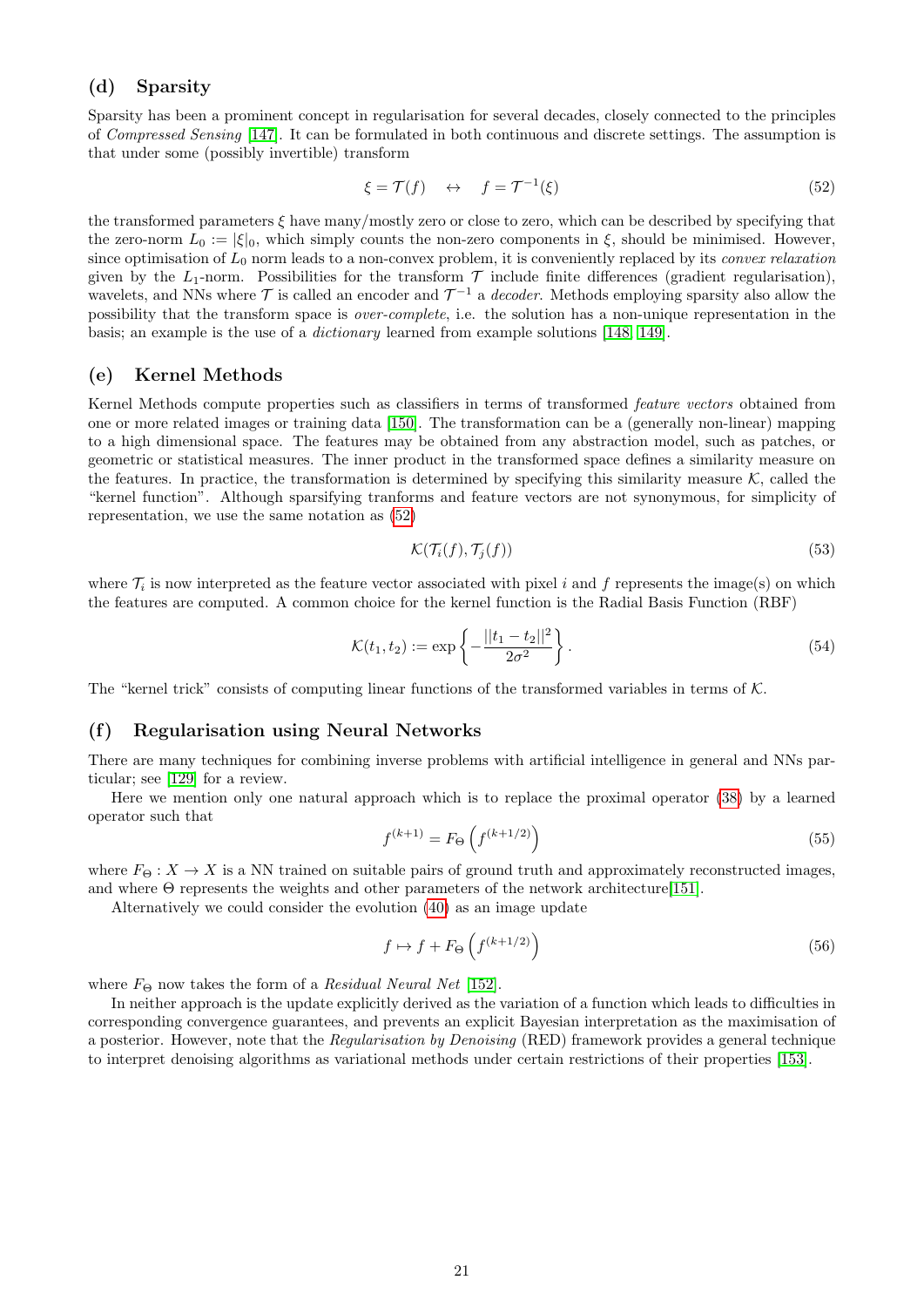### (d) Sparsity

Sparsity has been a prominent concept in regularisation for several decades, closely connected to the principles of *Compressed Sensing* [147]. It can be formulated in both continuous and discrete settings. The assumption is that under some (possibly invertible) transform

$$\xi = \mathcal{T}(f) \quad \leftrightarrow \quad f = \mathcal{T}^{-1}(\xi) \tag{52}$$

the transformed parameters $\xi$ have many/mostly zero or close to zero, which can be described by specifying that the zero-norm $L_0 := |\xi|_0$, which simply counts the non-zero components in $\xi$, should be minimised. However, since optimisation of $L_0$ norm leads to a non-convex problem, it is conveniently replaced by its *convex relaxation* given by the $L_1$-norm. Possibilities for the transform $\mathcal{T}$ include finite differences (gradient regularisation), wavelets, and NNs where $\mathcal{T}$ is called an encoder and $\mathcal{T}^{-1}$ a *decoder*. Methods employing sparsity also allow the possibility that the transform space is *over-complete*, i.e. the solution has a non-unique representation in the basis; an example is the use of a *dictionary* learned from example solutions [148, 149].

### (e) Kernel Methods

Kernel Methods compute properties such as classifiers in terms of transformed *feature vectors* obtained from one or more related images or training data [150]. The transformation can be a (generally non-linear) mapping to a high dimensional space. The features may be obtained from any abstraction model, such as patches, or geometric or statistical measures. The inner product in the transformed space defines a similarity measure on the features. In practice, the transformation is determined by specifying this similarity measure $\mathcal{K}$, called the "kernel function". Although sparsifying tranforms and feature vectors are not synonymous, for simplicity of representation, we use the same notation as (52)

$$\mathcal{K}(\mathcal{T}_i(f), \mathcal{T}_j(f)) \tag{53}$$

where $\mathcal{T}_i$ is now interpreted as the feature vector associated with pixel $i$ and $f$ represents the image(s) on which the features are computed. A common choice for the kernel function is the Radial Basis Function (RBF)

$$\mathcal{K}(t_1, t_2) := \exp\left\{-\frac{||t_1 - t_2||^2}{2\sigma^2}\right\}. \tag{54}$$

The "kernel trick" consists of computing linear functions of the transformed variables in terms of $\mathcal{K}$.

### (f) Regularisation using Neural Networks

There are many techniques for combining inverse problems with artificial intelligence in general and NNs particular; see [129] for a review.

Here we mention only one natural approach which is to replace the proximal operator (38) by a learned operator such that

$$f^{(k+1)} = F_\Theta\left(f^{(k+1/2)}\right) \tag{55}$$

where $F_\Theta : X \to X$ is a NN trained on suitable pairs of ground truth and approximately reconstructed images, and where $\Theta$ represents the weights and other parameters of the network architecture[151].

Alternatively we could consider the evolution (40) as an image update

$$f \mapsto f + F_\Theta\left(f^{(k+1/2)}\right) \tag{56}$$

where $F_\Theta$ now takes the form of a *Residual Neural Net* [152].

In neither approach is the update explicitly derived as the variation of a function which leads to difficulties in corresponding convergence guarantees, and prevents an explicit Bayesian interpretation as the maximisation of a posterior. However, note that the *Regularisation by Denoising* (RED) framework provides a general technique to interpret denoising algorithms as variational methods under certain restrictions of their properties [153].